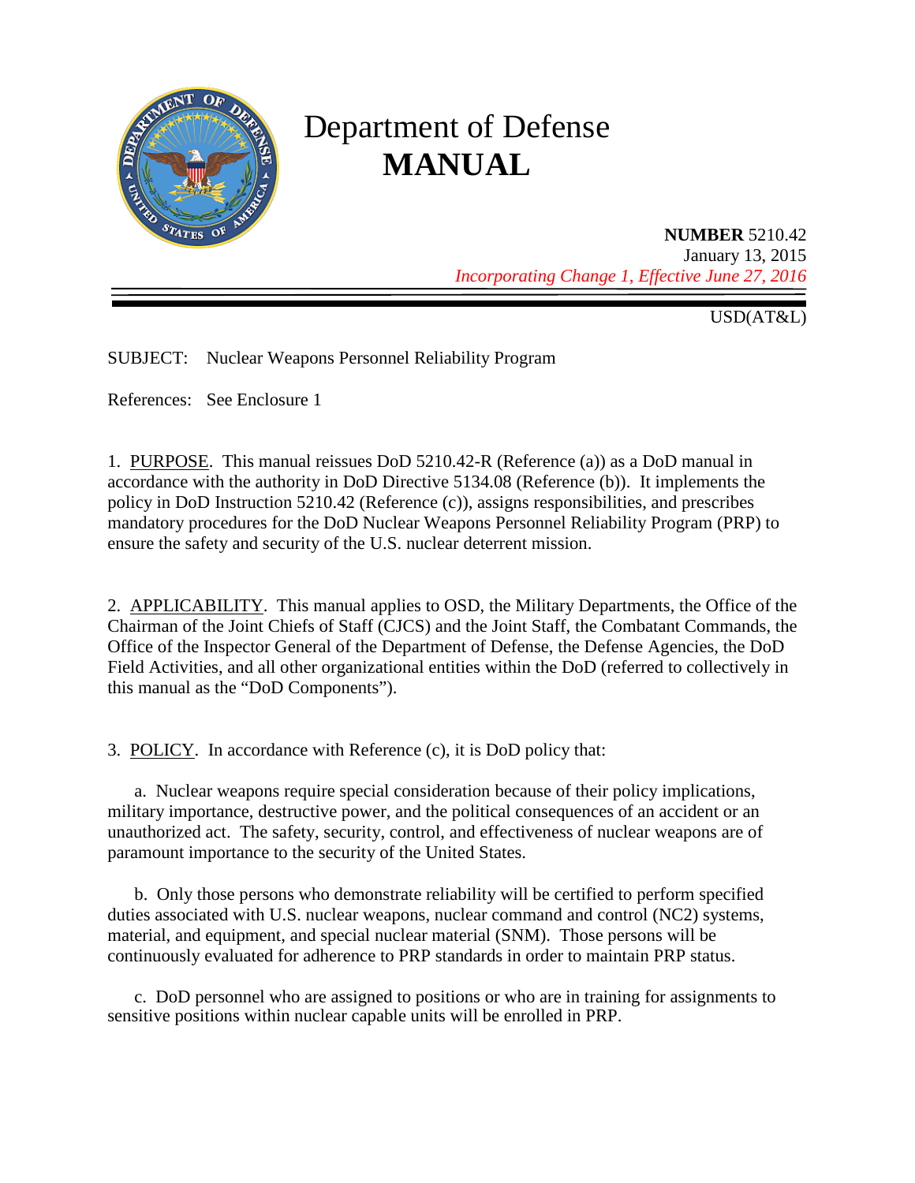# Department of Defense
# MANUAL

**NUMBER** 5210.42
January 13, 2015
*Incorporating Change 1, Effective June 27, 2016*

USD(AT&L)

SUBJECT: Nuclear Weapons Personnel Reliability Program

References: See Enclosure 1

1. PURPOSE. This manual reissues DoD 5210.42-R (Reference (a)) as a DoD manual in accordance with the authority in DoD Directive 5134.08 (Reference (b)). It implements the policy in DoD Instruction 5210.42 (Reference (c)), assigns responsibilities, and prescribes mandatory procedures for the DoD Nuclear Weapons Personnel Reliability Program (PRP) to ensure the safety and security of the U.S. nuclear deterrent mission.

2. APPLICABILITY. This manual applies to OSD, the Military Departments, the Office of the Chairman of the Joint Chiefs of Staff (CJCS) and the Joint Staff, the Combatant Commands, the Office of the Inspector General of the Department of Defense, the Defense Agencies, the DoD Field Activities, and all other organizational entities within the DoD (referred to collectively in this manual as the "DoD Components").

3. POLICY. In accordance with Reference (c), it is DoD policy that:

a. Nuclear weapons require special consideration because of their policy implications, military importance, destructive power, and the political consequences of an accident or an unauthorized act. The safety, security, control, and effectiveness of nuclear weapons are of paramount importance to the security of the United States.

b. Only those persons who demonstrate reliability will be certified to perform specified duties associated with U.S. nuclear weapons, nuclear command and control (NC2) systems, material, and equipment, and special nuclear material (SNM). Those persons will be continuously evaluated for adherence to PRP standards in order to maintain PRP status.

c. DoD personnel who are assigned to positions or who are in training for assignments to sensitive positions within nuclear capable units will be enrolled in PRP.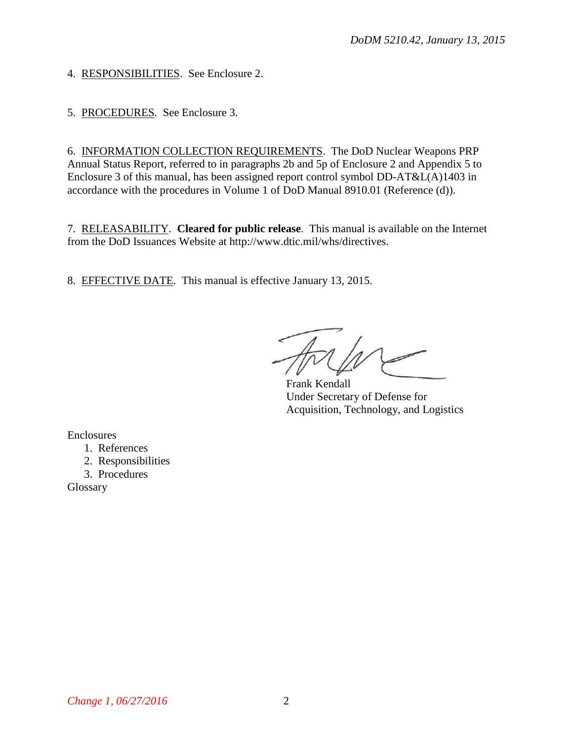4. RESPONSIBILITIES. See Enclosure 2.

5. PROCEDURES. See Enclosure 3.

6. INFORMATION COLLECTION REQUIREMENTS. The DoD Nuclear Weapons PRP Annual Status Report, referred to in paragraphs 2b and 5p of Enclosure 2 and Appendix 5 to Enclosure 3 of this manual, has been assigned report control symbol DD-AT&L(A)1403 in accordance with the procedures in Volume 1 of DoD Manual 8910.01 (Reference (d)).

7. RELEASABILITY. **Cleared for public release**. This manual is available on the Internet from the DoD Issuances Website at http://www.dtic.mil/whs/directives.

8. EFFECTIVE DATE. This manual is effective January 13, 2015.

Frank Kendall
Under Secretary of Defense for
Acquisition, Technology, and Logistics

Enclosures
1. References
2. Responsibilities
3. Procedures

Glossary

*Change 1, 06/27/2016*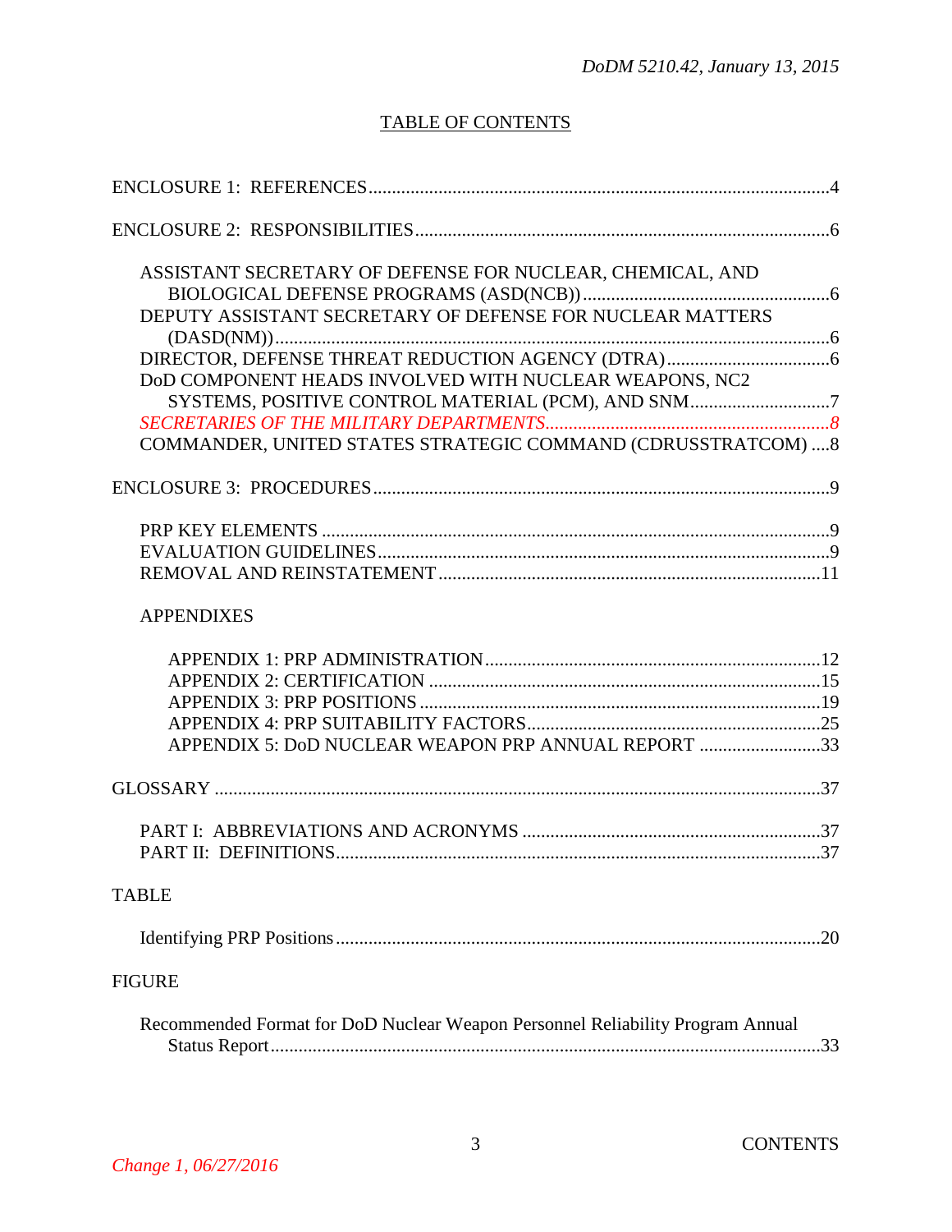## TABLE OF CONTENTS

ENCLOSURE 1: REFERENCES .......... 4

ENCLOSURE 2: RESPONSIBILITIES .......... 6

- ASSISTANT SECRETARY OF DEFENSE FOR NUCLEAR, CHEMICAL, AND BIOLOGICAL DEFENSE PROGRAMS (ASD(NCB)) .......... 6
- DEPUTY ASSISTANT SECRETARY OF DEFENSE FOR NUCLEAR MATTERS (DASD(NM)) .......... 6
- DIRECTOR, DEFENSE THREAT REDUCTION AGENCY (DTRA) .......... 6
- DoD COMPONENT HEADS INVOLVED WITH NUCLEAR WEAPONS, NC2 SYSTEMS, POSITIVE CONTROL MATERIAL (PCM), AND SNM .......... 7
- *SECRETARIES OF THE MILITARY DEPARTMENTS .......... 8*
- COMMANDER, UNITED STATES STRATEGIC COMMAND (CDRUSSTRATCOM) .......... 8

ENCLOSURE 3: PROCEDURES .......... 9

- PRP KEY ELEMENTS .......... 9
- EVALUATION GUIDELINES .......... 9
- REMOVAL AND REINSTATEMENT .......... 11

APPENDIXES

- APPENDIX 1: PRP ADMINISTRATION .......... 12
- APPENDIX 2: CERTIFICATION .......... 15
- APPENDIX 3: PRP POSITIONS .......... 19
- APPENDIX 4: PRP SUITABILITY FACTORS .......... 25
- APPENDIX 5: DoD NUCLEAR WEAPON PRP ANNUAL REPORT .......... 33

GLOSSARY .......... 37

- PART I: ABBREVIATIONS AND ACRONYMS .......... 37
- PART II: DEFINITIONS .......... 37

TABLE

- Identifying PRP Positions .......... 20

FIGURE

- Recommended Format for DoD Nuclear Weapon Personnel Reliability Program Annual Status Report .......... 33

*Change 1, 06/27/2016*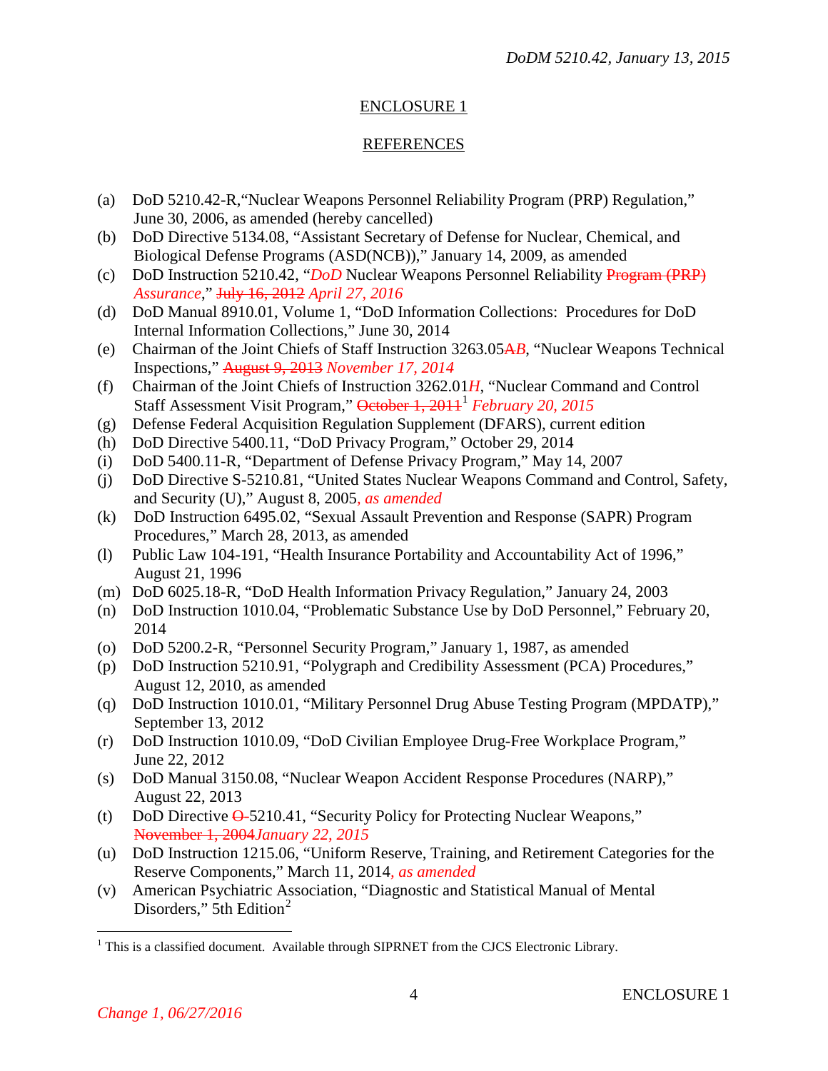## ENCLOSURE 1

## REFERENCES

(a) DoD 5210.42-R,"Nuclear Weapons Personnel Reliability Program (PRP) Regulation," June 30, 2006, as amended (hereby cancelled)

(b) DoD Directive 5134.08, "Assistant Secretary of Defense for Nuclear, Chemical, and Biological Defense Programs (ASD(NCB))," January 14, 2009, as amended

(c) DoD Instruction 5210.42, "*DoD* Nuclear Weapons Personnel Reliability ~~Program (PRP)~~ *Assurance*," ~~July 16, 2012~~ *April 27, 2016*

(d) DoD Manual 8910.01, Volume 1, "DoD Information Collections: Procedures for DoD Internal Information Collections," June 30, 2014

(e) Chairman of the Joint Chiefs of Staff Instruction 3263.05~~A~~*B*, "Nuclear Weapons Technical Inspections," ~~August 9, 2013~~ *November 17, 2014*

(f) Chairman of the Joint Chiefs of Instruction 3262.01*H*, "Nuclear Command and Control Staff Assessment Visit Program," ~~October 1, 2011~~[1] *February 20, 2015*

(g) Defense Federal Acquisition Regulation Supplement (DFARS), current edition

(h) DoD Directive 5400.11, "DoD Privacy Program," October 29, 2014

(i) DoD 5400.11-R, "Department of Defense Privacy Program," May 14, 2007

(j) DoD Directive S-5210.81, "United States Nuclear Weapons Command and Control, Safety, and Security (U)," August 8, 2005*, as amended*

(k) DoD Instruction 6495.02, "Sexual Assault Prevention and Response (SAPR) Program Procedures," March 28, 2013, as amended

(l) Public Law 104-191, "Health Insurance Portability and Accountability Act of 1996," August 21, 1996

(m) DoD 6025.18-R, "DoD Health Information Privacy Regulation," January 24, 2003

(n) DoD Instruction 1010.04, "Problematic Substance Use by DoD Personnel," February 20, 2014

(o) DoD 5200.2-R, "Personnel Security Program," January 1, 1987, as amended

(p) DoD Instruction 5210.91, "Polygraph and Credibility Assessment (PCA) Procedures," August 12, 2010, as amended

(q) DoD Instruction 1010.01, "Military Personnel Drug Abuse Testing Program (MPDATP)," September 13, 2012

(r) DoD Instruction 1010.09, "DoD Civilian Employee Drug-Free Workplace Program," June 22, 2012

(s) DoD Manual 3150.08, "Nuclear Weapon Accident Response Procedures (NARP)," August 22, 2013

(t) DoD Directive ~~O-~~5210.41, "Security Policy for Protecting Nuclear Weapons," ~~November 1, 2004~~*January 22, 2015*

(u) DoD Instruction 1215.06, "Uniform Reserve, Training, and Retirement Categories for the Reserve Components," March 11, 2014*, as amended*

(v) American Psychiatric Association, "Diagnostic and Statistical Manual of Mental Disorders," 5th Edition[2]

---

[1] This is a classified document. Available through SIPRNET from the CJCS Electronic Library.

*Change 1, 06/27/2016*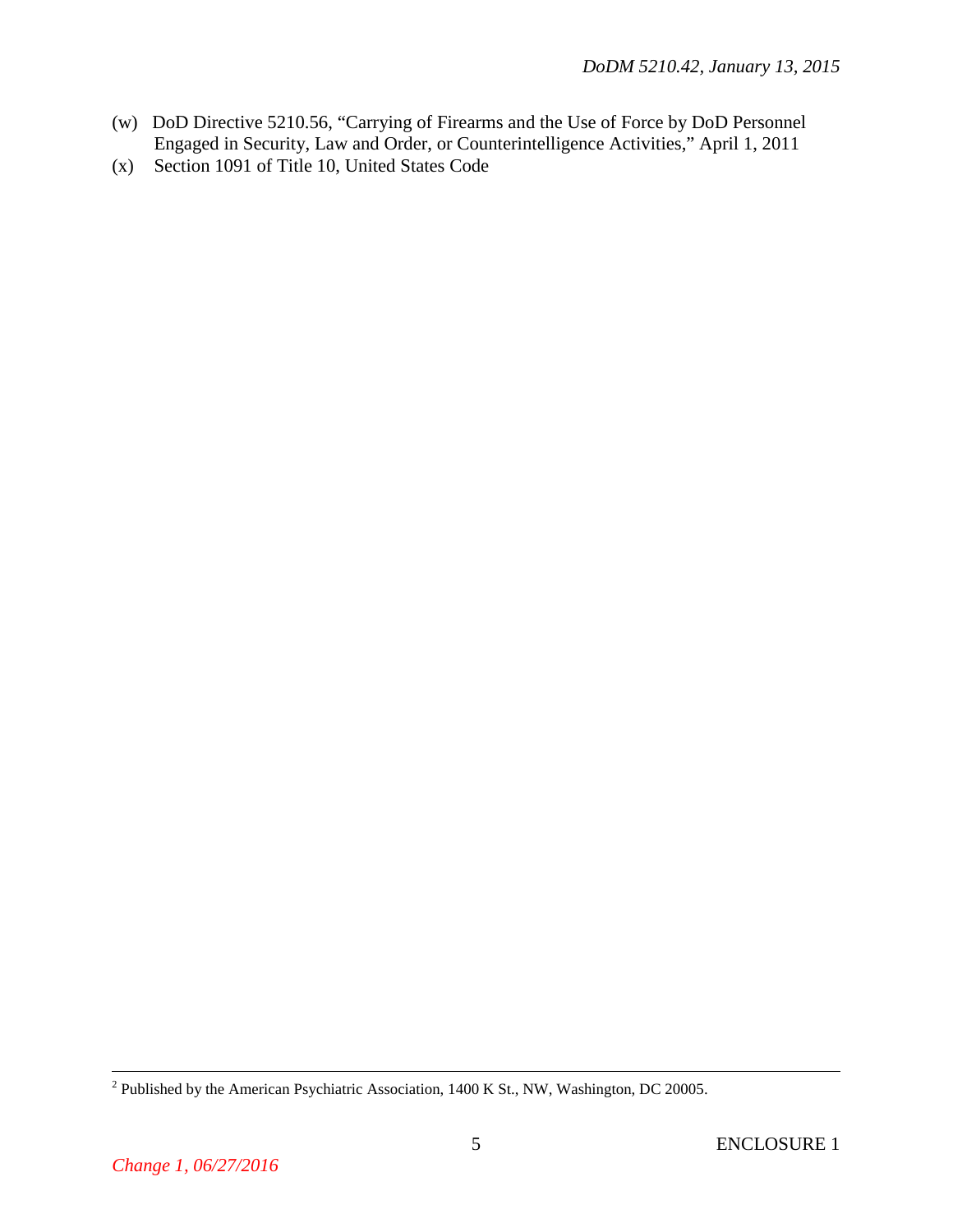(w) DoD Directive 5210.56, "Carrying of Firearms and the Use of Force by DoD Personnel Engaged in Security, Law and Order, or Counterintelligence Activities," April 1, 2011

(x) Section 1091 of Title 10, United States Code

---

[2] Published by the American Psychiatric Association, 1400 K St., NW, Washington, DC 20005.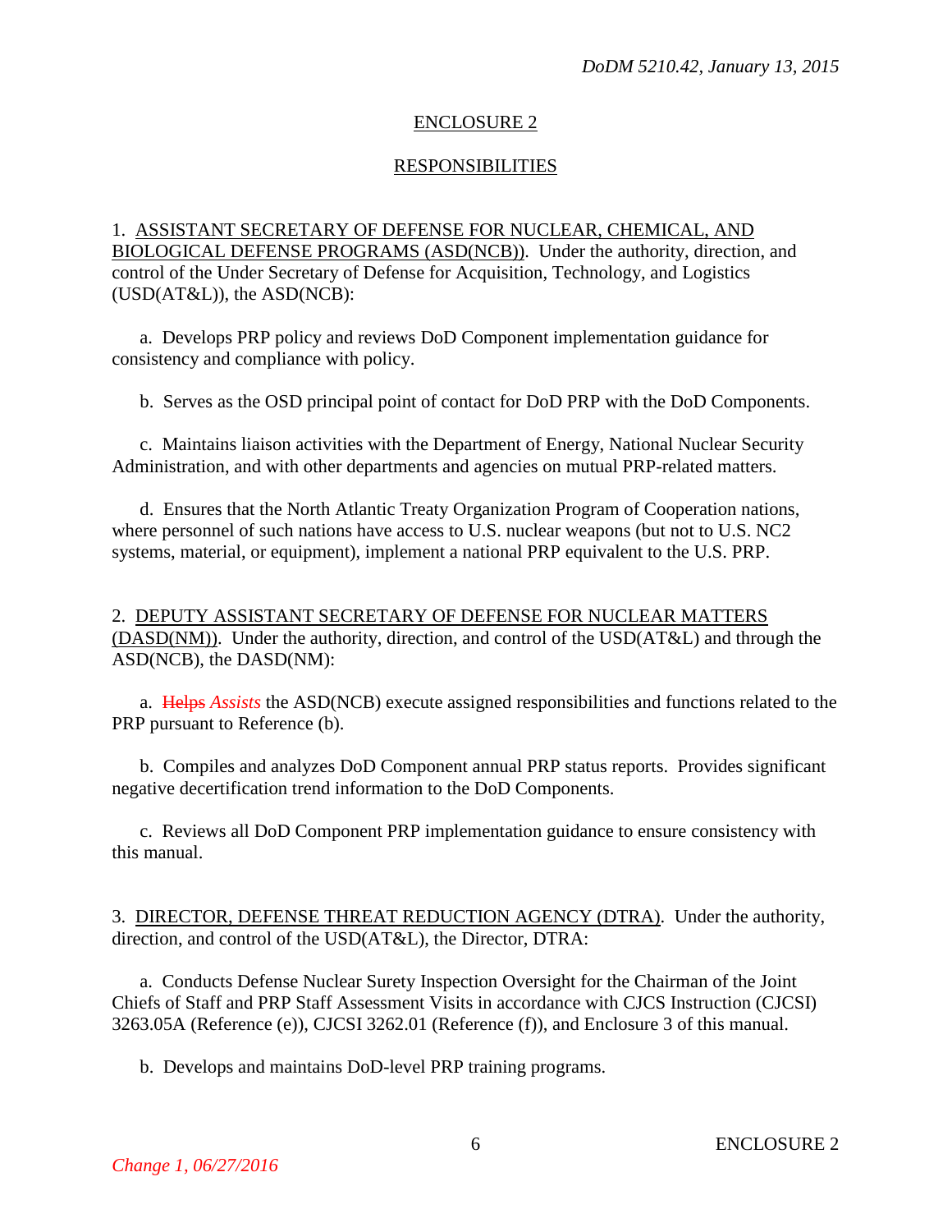## ENCLOSURE 2

## RESPONSIBILITIES

1. ASSISTANT SECRETARY OF DEFENSE FOR NUCLEAR, CHEMICAL, AND BIOLOGICAL DEFENSE PROGRAMS (ASD(NCB)). Under the authority, direction, and control of the Under Secretary of Defense for Acquisition, Technology, and Logistics (USD(AT&L)), the ASD(NCB):

   a. Develops PRP policy and reviews DoD Component implementation guidance for consistency and compliance with policy.

   b. Serves as the OSD principal point of contact for DoD PRP with the DoD Components.

   c. Maintains liaison activities with the Department of Energy, National Nuclear Security Administration, and with other departments and agencies on mutual PRP-related matters.

   d. Ensures that the North Atlantic Treaty Organization Program of Cooperation nations, where personnel of such nations have access to U.S. nuclear weapons (but not to U.S. NC2 systems, material, or equipment), implement a national PRP equivalent to the U.S. PRP.

2. DEPUTY ASSISTANT SECRETARY OF DEFENSE FOR NUCLEAR MATTERS (DASD(NM)). Under the authority, direction, and control of the USD(AT&L) and through the ASD(NCB), the DASD(NM):

   a. ~~Helps~~ *Assists* the ASD(NCB) execute assigned responsibilities and functions related to the PRP pursuant to Reference (b).

   b. Compiles and analyzes DoD Component annual PRP status reports. Provides significant negative decertification trend information to the DoD Components.

   c. Reviews all DoD Component PRP implementation guidance to ensure consistency with this manual.

3. DIRECTOR, DEFENSE THREAT REDUCTION AGENCY (DTRA). Under the authority, direction, and control of the USD(AT&L), the Director, DTRA:

   a. Conducts Defense Nuclear Surety Inspection Oversight for the Chairman of the Joint Chiefs of Staff and PRP Staff Assessment Visits in accordance with CJCS Instruction (CJCSI) 3263.05A (Reference (e)), CJCSI 3262.01 (Reference (f)), and Enclosure 3 of this manual.

   b. Develops and maintains DoD-level PRP training programs.

*Change 1, 06/27/2016*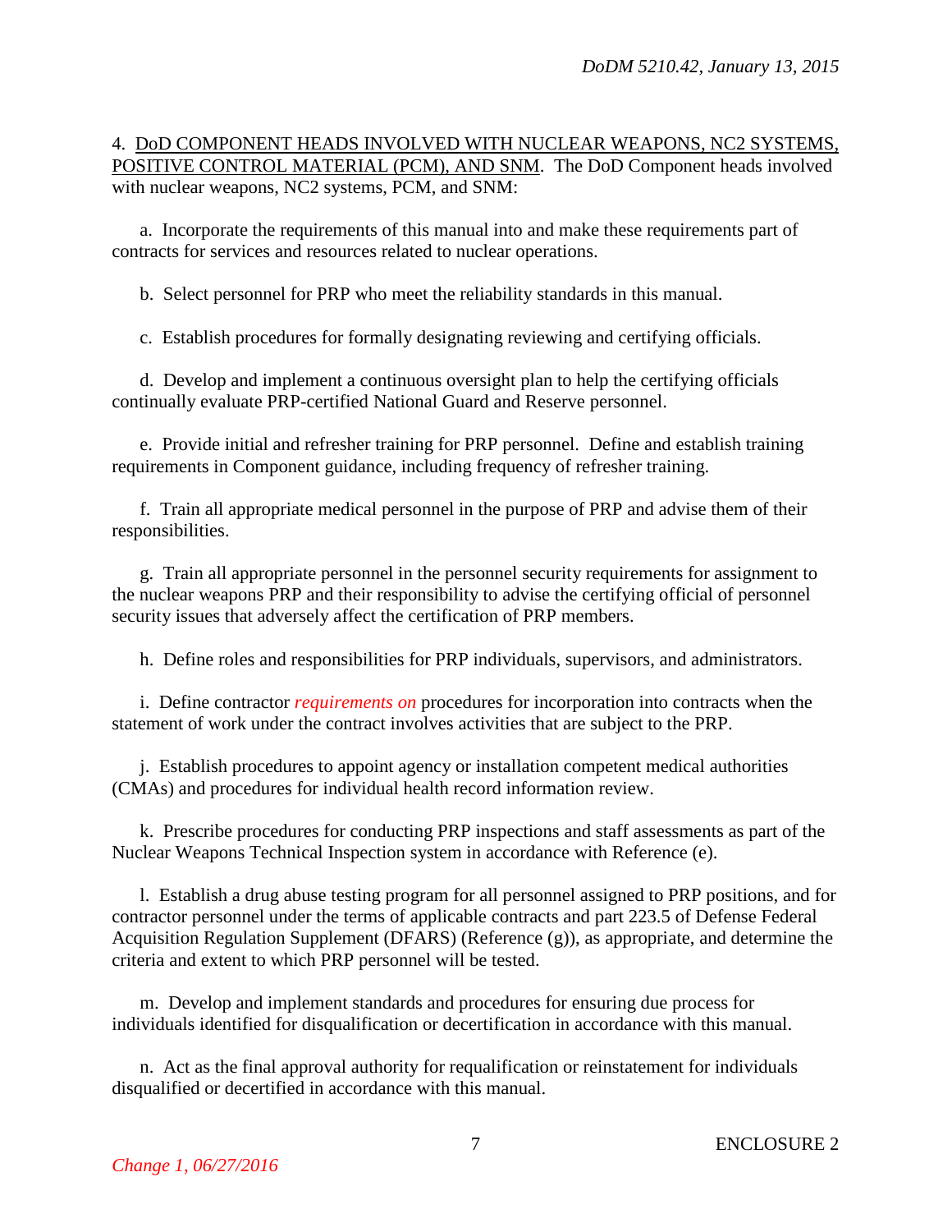4. <u>DoD COMPONENT HEADS INVOLVED WITH NUCLEAR WEAPONS, NC2 SYSTEMS, POSITIVE CONTROL MATERIAL (PCM), AND SNM</u>. The DoD Component heads involved with nuclear weapons, NC2 systems, PCM, and SNM:

a. Incorporate the requirements of this manual into and make these requirements part of contracts for services and resources related to nuclear operations.

b. Select personnel for PRP who meet the reliability standards in this manual.

c. Establish procedures for formally designating reviewing and certifying officials.

d. Develop and implement a continuous oversight plan to help the certifying officials continually evaluate PRP-certified National Guard and Reserve personnel.

e. Provide initial and refresher training for PRP personnel. Define and establish training requirements in Component guidance, including frequency of refresher training.

f. Train all appropriate medical personnel in the purpose of PRP and advise them of their responsibilities.

g. Train all appropriate personnel in the personnel security requirements for assignment to the nuclear weapons PRP and their responsibility to advise the certifying official of personnel security issues that adversely affect the certification of PRP members.

h. Define roles and responsibilities for PRP individuals, supervisors, and administrators.

i. Define contractor *requirements on* procedures for incorporation into contracts when the statement of work under the contract involves activities that are subject to the PRP.

j. Establish procedures to appoint agency or installation competent medical authorities (CMAs) and procedures for individual health record information review.

k. Prescribe procedures for conducting PRP inspections and staff assessments as part of the Nuclear Weapons Technical Inspection system in accordance with Reference (e).

l. Establish a drug abuse testing program for all personnel assigned to PRP positions, and for contractor personnel under the terms of applicable contracts and part 223.5 of Defense Federal Acquisition Regulation Supplement (DFARS) (Reference (g)), as appropriate, and determine the criteria and extent to which PRP personnel will be tested.

m. Develop and implement standards and procedures for ensuring due process for individuals identified for disqualification or decertification in accordance with this manual.

n. Act as the final approval authority for requalification or reinstatement for individuals disqualified or decertified in accordance with this manual.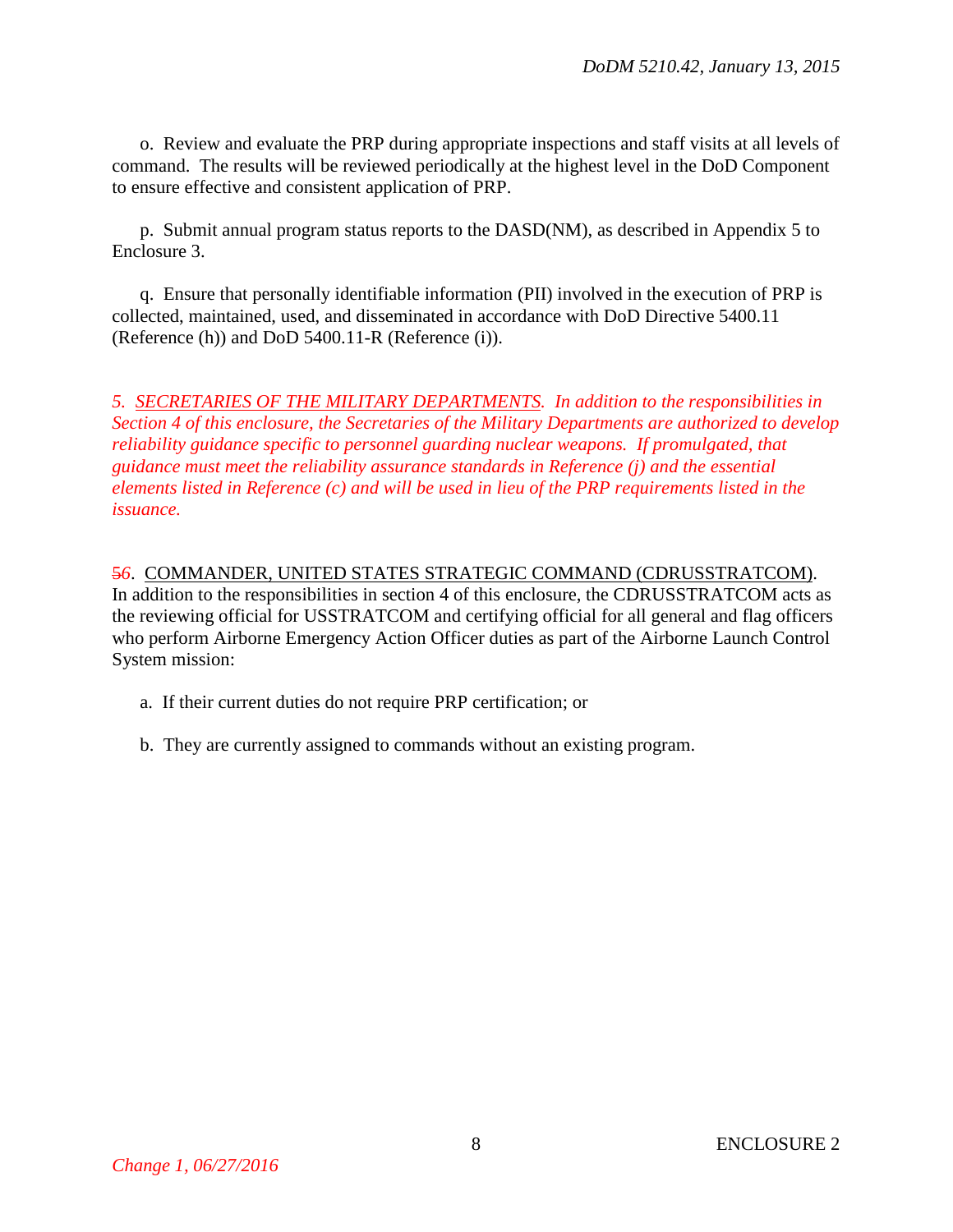o. Review and evaluate the PRP during appropriate inspections and staff visits at all levels of command. The results will be reviewed periodically at the highest level in the DoD Component to ensure effective and consistent application of PRP.

p. Submit annual program status reports to the DASD(NM), as described in Appendix 5 to Enclosure 3.

q. Ensure that personally identifiable information (PII) involved in the execution of PRP is collected, maintained, used, and disseminated in accordance with DoD Directive 5400.11 (Reference (h)) and DoD 5400.11-R (Reference (i)).

*5. SECRETARIES OF THE MILITARY DEPARTMENTS. In addition to the responsibilities in Section 4 of this enclosure, the Secretaries of the Military Departments are authorized to develop reliability guidance specific to personnel guarding nuclear weapons. If promulgated, that guidance must meet the reliability assurance standards in Reference (j) and the essential elements listed in Reference (c) and will be used in lieu of the PRP requirements listed in the issuance.*

~~5~~*6*. COMMANDER, UNITED STATES STRATEGIC COMMAND (CDRUSSTRATCOM). In addition to the responsibilities in section 4 of this enclosure, the CDRUSSTRATCOM acts as the reviewing official for USSTRATCOM and certifying official for all general and flag officers who perform Airborne Emergency Action Officer duties as part of the Airborne Launch Control System mission:

a. If their current duties do not require PRP certification; or

b. They are currently assigned to commands without an existing program.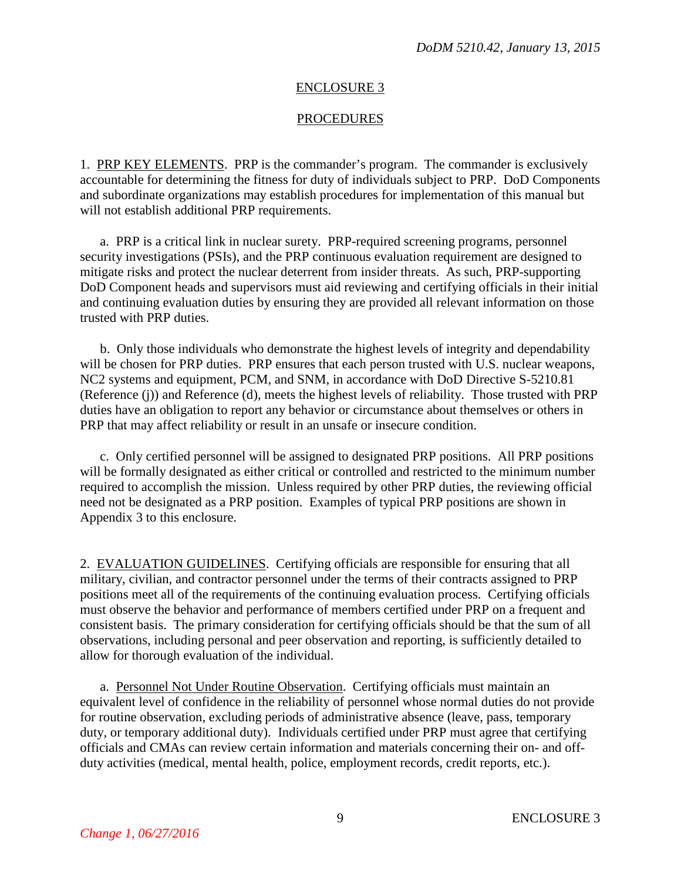## ENCLOSURE 3

## PROCEDURES

1. PRP KEY ELEMENTS. PRP is the commander's program. The commander is exclusively accountable for determining the fitness for duty of individuals subject to PRP. DoD Components and subordinate organizations may establish procedures for implementation of this manual but will not establish additional PRP requirements.

a. PRP is a critical link in nuclear surety. PRP-required screening programs, personnel security investigations (PSIs), and the PRP continuous evaluation requirement are designed to mitigate risks and protect the nuclear deterrent from insider threats. As such, PRP-supporting DoD Component heads and supervisors must aid reviewing and certifying officials in their initial and continuing evaluation duties by ensuring they are provided all relevant information on those trusted with PRP duties.

b. Only those individuals who demonstrate the highest levels of integrity and dependability will be chosen for PRP duties. PRP ensures that each person trusted with U.S. nuclear weapons, NC2 systems and equipment, PCM, and SNM, in accordance with DoD Directive S-5210.81 (Reference (j)) and Reference (d), meets the highest levels of reliability. Those trusted with PRP duties have an obligation to report any behavior or circumstance about themselves or others in PRP that may affect reliability or result in an unsafe or insecure condition.

c. Only certified personnel will be assigned to designated PRP positions. All PRP positions will be formally designated as either critical or controlled and restricted to the minimum number required to accomplish the mission. Unless required by other PRP duties, the reviewing official need not be designated as a PRP position. Examples of typical PRP positions are shown in Appendix 3 to this enclosure.

2. EVALUATION GUIDELINES. Certifying officials are responsible for ensuring that all military, civilian, and contractor personnel under the terms of their contracts assigned to PRP positions meet all of the requirements of the continuing evaluation process. Certifying officials must observe the behavior and performance of members certified under PRP on a frequent and consistent basis. The primary consideration for certifying officials should be that the sum of all observations, including personal and peer observation and reporting, is sufficiently detailed to allow for thorough evaluation of the individual.

a. Personnel Not Under Routine Observation. Certifying officials must maintain an equivalent level of confidence in the reliability of personnel whose normal duties do not provide for routine observation, excluding periods of administrative absence (leave, pass, temporary duty, or temporary additional duty). Individuals certified under PRP must agree that certifying officials and CMAs can review certain information and materials concerning their on- and off-duty activities (medical, mental health, police, employment records, credit reports, etc.).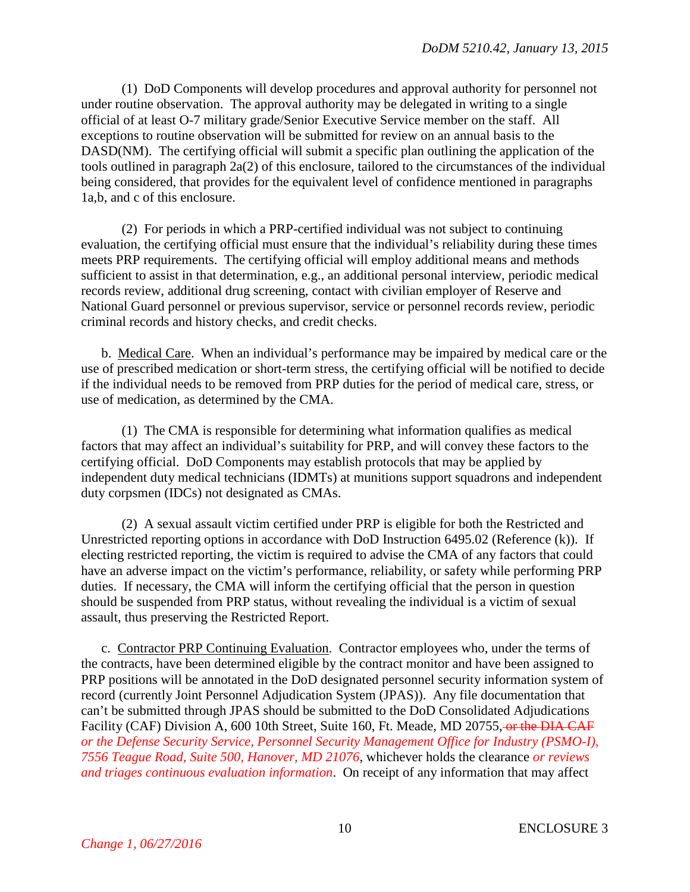(1) DoD Components will develop procedures and approval authority for personnel not under routine observation. The approval authority may be delegated in writing to a single official of at least O-7 military grade/Senior Executive Service member on the staff. All exceptions to routine observation will be submitted for review on an annual basis to the DASD(NM). The certifying official will submit a specific plan outlining the application of the tools outlined in paragraph 2a(2) of this enclosure, tailored to the circumstances of the individual being considered, that provides for the equivalent level of confidence mentioned in paragraphs 1a,b, and c of this enclosure.

(2) For periods in which a PRP-certified individual was not subject to continuing evaluation, the certifying official must ensure that the individual's reliability during these times meets PRP requirements. The certifying official will employ additional means and methods sufficient to assist in that determination, e.g., an additional personal interview, periodic medical records review, additional drug screening, contact with civilian employer of Reserve and National Guard personnel or previous supervisor, service or personnel records review, periodic criminal records and history checks, and credit checks.

b. Medical Care. When an individual's performance may be impaired by medical care or the use of prescribed medication or short-term stress, the certifying official will be notified to decide if the individual needs to be removed from PRP duties for the period of medical care, stress, or use of medication, as determined by the CMA.

(1) The CMA is responsible for determining what information qualifies as medical factors that may affect an individual's suitability for PRP, and will convey these factors to the certifying official. DoD Components may establish protocols that may be applied by independent duty medical technicians (IDMTs) at munitions support squadrons and independent duty corpsmen (IDCs) not designated as CMAs.

(2) A sexual assault victim certified under PRP is eligible for both the Restricted and Unrestricted reporting options in accordance with DoD Instruction 6495.02 (Reference (k)). If electing restricted reporting, the victim is required to advise the CMA of any factors that could have an adverse impact on the victim's performance, reliability, or safety while performing PRP duties. If necessary, the CMA will inform the certifying official that the person in question should be suspended from PRP status, without revealing the individual is a victim of sexual assault, thus preserving the Restricted Report.

c. Contractor PRP Continuing Evaluation. Contractor employees who, under the terms of the contracts, have been determined eligible by the contract monitor and have been assigned to PRP positions will be annotated in the DoD designated personnel security information system of record (currently Joint Personnel Adjudication System (JPAS)). Any file documentation that can't be submitted through JPAS should be submitted to the DoD Consolidated Adjudications Facility (CAF) Division A, 600 10th Street, Suite 160, Ft. Meade, MD 20755, ~~or the DIA CAF~~ *or the Defense Security Service, Personnel Security Management Office for Industry (PSMO-I), 7556 Teague Road, Suite 500, Hanover, MD 21076*, whichever holds the clearance *or reviews and triages continuous evaluation information*. On receipt of any information that may affect

*Change 1, 06/27/2016*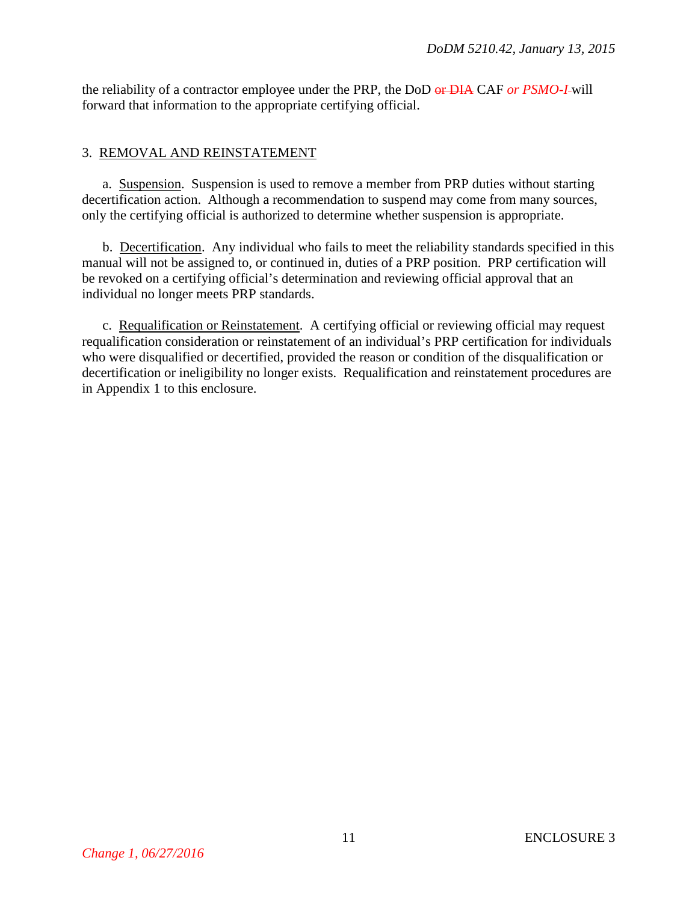the reliability of a contractor employee under the PRP, the DoD ~~or DIA~~ CAF *or PSMO-I* will forward that information to the appropriate certifying official.

3. REMOVAL AND REINSTATEMENT

a. Suspension. Suspension is used to remove a member from PRP duties without starting decertification action. Although a recommendation to suspend may come from many sources, only the certifying official is authorized to determine whether suspension is appropriate.

b. Decertification. Any individual who fails to meet the reliability standards specified in this manual will not be assigned to, or continued in, duties of a PRP position. PRP certification will be revoked on a certifying official's determination and reviewing official approval that an individual no longer meets PRP standards.

c. Requalification or Reinstatement. A certifying official or reviewing official may request requalification consideration or reinstatement of an individual's PRP certification for individuals who were disqualified or decertified, provided the reason or condition of the disqualification or decertification or ineligibility no longer exists. Requalification and reinstatement procedures are in Appendix 1 to this enclosure.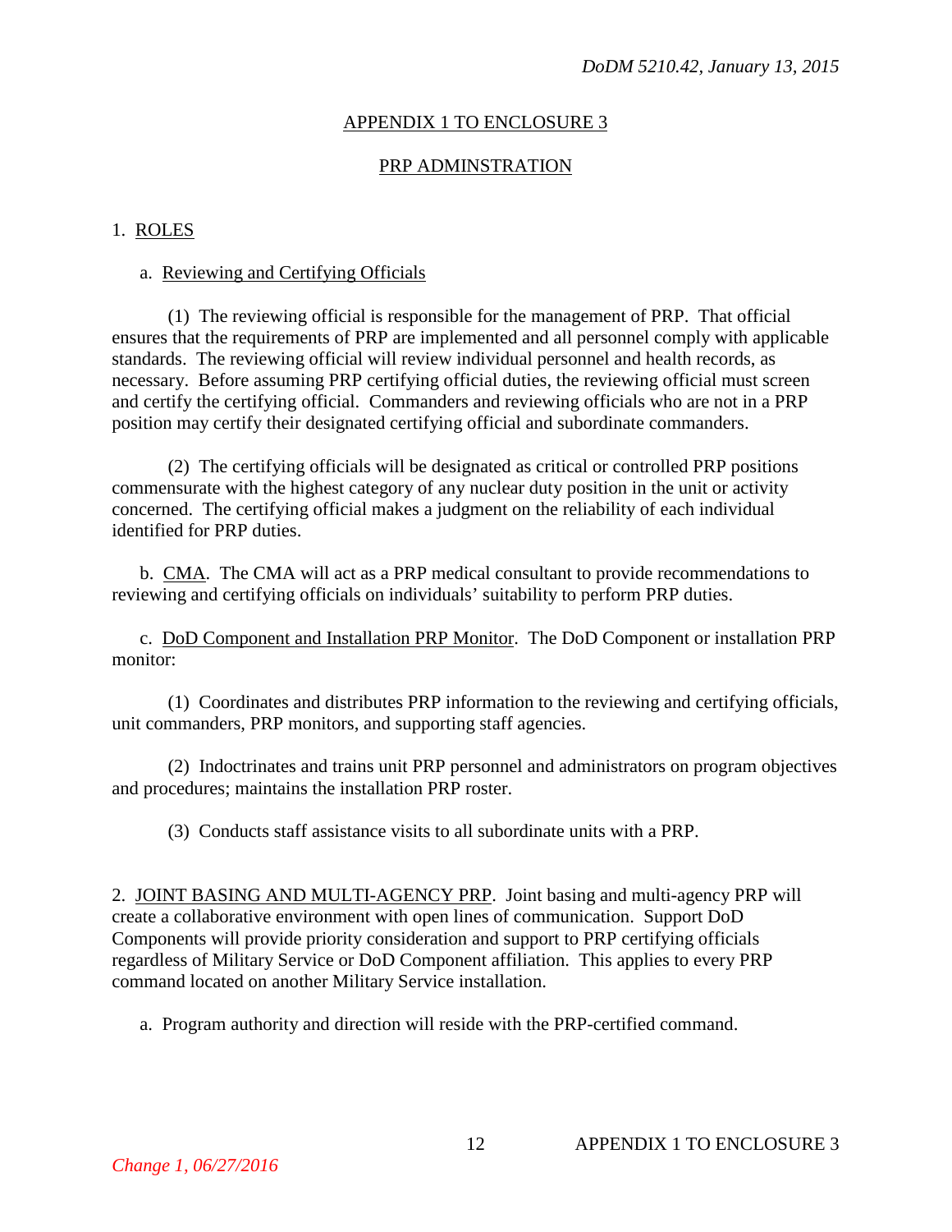## APPENDIX 1 TO ENCLOSURE 3

## PRP ADMINSTRATION

1. ROLES

a. Reviewing and Certifying Officials

(1) The reviewing official is responsible for the management of PRP. That official ensures that the requirements of PRP are implemented and all personnel comply with applicable standards. The reviewing official will review individual personnel and health records, as necessary. Before assuming PRP certifying official duties, the reviewing official must screen and certify the certifying official. Commanders and reviewing officials who are not in a PRP position may certify their designated certifying official and subordinate commanders.

(2) The certifying officials will be designated as critical or controlled PRP positions commensurate with the highest category of any nuclear duty position in the unit or activity concerned. The certifying official makes a judgment on the reliability of each individual identified for PRP duties.

b. CMA. The CMA will act as a PRP medical consultant to provide recommendations to reviewing and certifying officials on individuals' suitability to perform PRP duties.

c. DoD Component and Installation PRP Monitor. The DoD Component or installation PRP monitor:

(1) Coordinates and distributes PRP information to the reviewing and certifying officials, unit commanders, PRP monitors, and supporting staff agencies.

(2) Indoctrinates and trains unit PRP personnel and administrators on program objectives and procedures; maintains the installation PRP roster.

(3) Conducts staff assistance visits to all subordinate units with a PRP.

2. JOINT BASING AND MULTI-AGENCY PRP. Joint basing and multi-agency PRP will create a collaborative environment with open lines of communication. Support DoD Components will provide priority consideration and support to PRP certifying officials regardless of Military Service or DoD Component affiliation. This applies to every PRP command located on another Military Service installation.

a. Program authority and direction will reside with the PRP-certified command.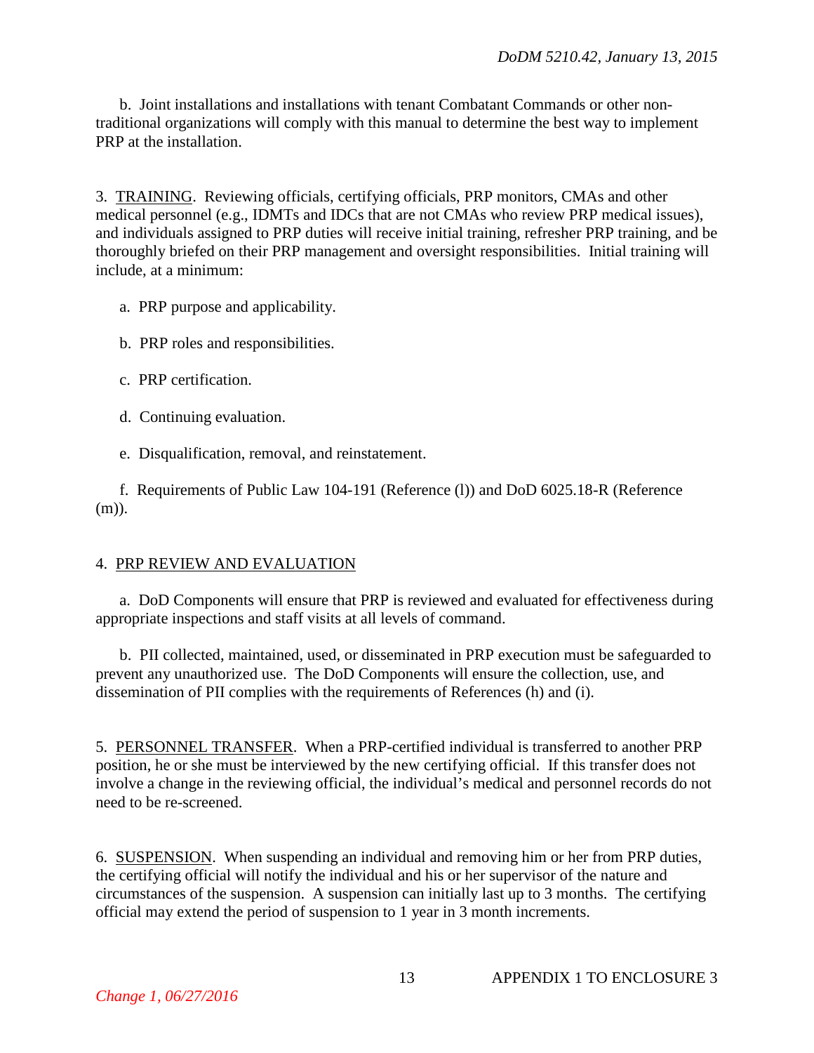b. Joint installations and installations with tenant Combatant Commands or other non-traditional organizations will comply with this manual to determine the best way to implement PRP at the installation.

3. TRAINING. Reviewing officials, certifying officials, PRP monitors, CMAs and other medical personnel (e.g., IDMTs and IDCs that are not CMAs who review PRP medical issues), and individuals assigned to PRP duties will receive initial training, refresher PRP training, and be thoroughly briefed on their PRP management and oversight responsibilities. Initial training will include, at a minimum:

a. PRP purpose and applicability.

b. PRP roles and responsibilities.

c. PRP certification.

d. Continuing evaluation.

e. Disqualification, removal, and reinstatement.

f. Requirements of Public Law 104-191 (Reference (l)) and DoD 6025.18-R (Reference (m)).

4. PRP REVIEW AND EVALUATION

a. DoD Components will ensure that PRP is reviewed and evaluated for effectiveness during appropriate inspections and staff visits at all levels of command.

b. PII collected, maintained, used, or disseminated in PRP execution must be safeguarded to prevent any unauthorized use. The DoD Components will ensure the collection, use, and dissemination of PII complies with the requirements of References (h) and (i).

5. PERSONNEL TRANSFER. When a PRP-certified individual is transferred to another PRP position, he or she must be interviewed by the new certifying official. If this transfer does not involve a change in the reviewing official, the individual's medical and personnel records do not need to be re-screened.

6. SUSPENSION. When suspending an individual and removing him or her from PRP duties, the certifying official will notify the individual and his or her supervisor of the nature and circumstances of the suspension. A suspension can initially last up to 3 months. The certifying official may extend the period of suspension to 1 year in 3 month increments.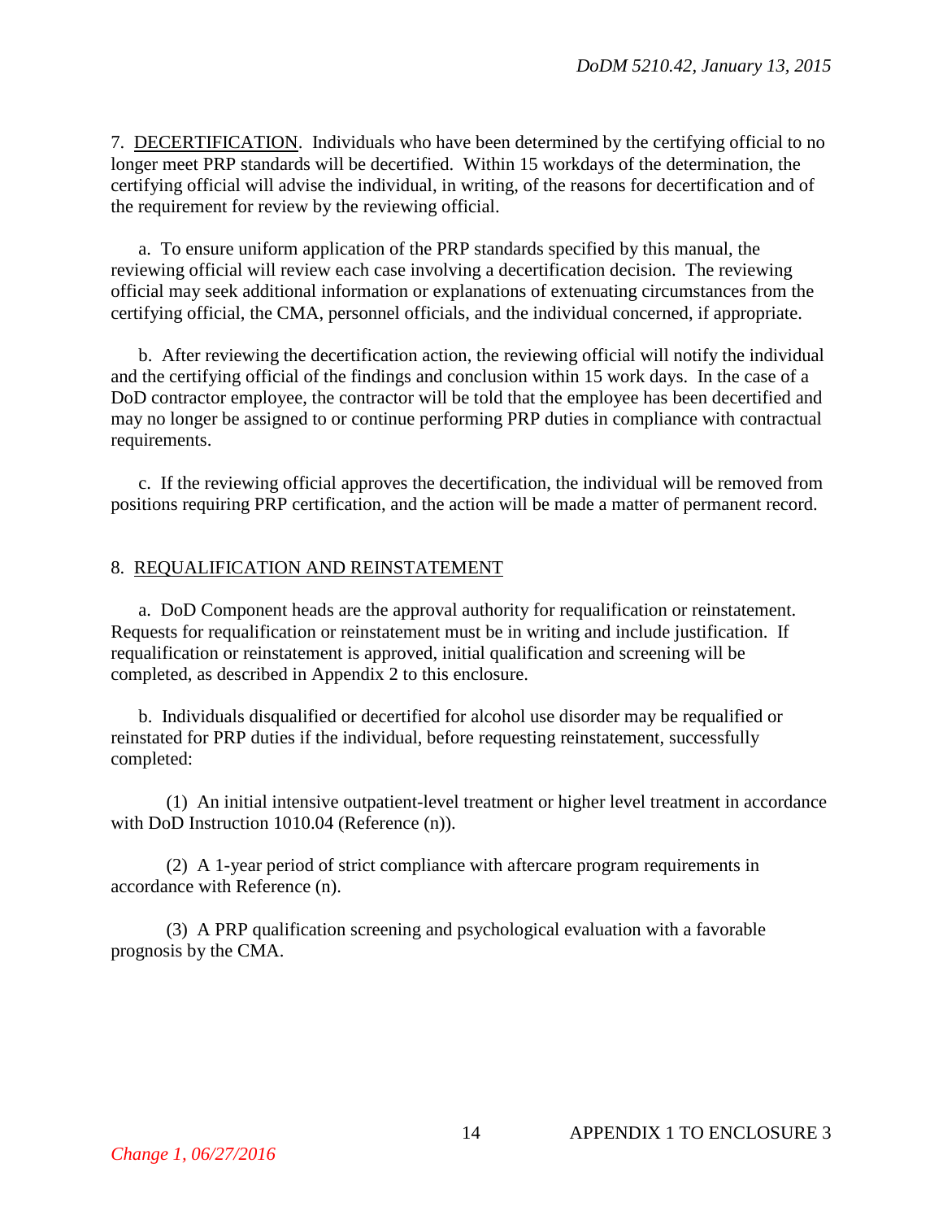7. <u>DECERTIFICATION</u>. Individuals who have been determined by the certifying official to no longer meet PRP standards will be decertified. Within 15 workdays of the determination, the certifying official will advise the individual, in writing, of the reasons for decertification and of the requirement for review by the reviewing official.

a. To ensure uniform application of the PRP standards specified by this manual, the reviewing official will review each case involving a decertification decision. The reviewing official may seek additional information or explanations of extenuating circumstances from the certifying official, the CMA, personnel officials, and the individual concerned, if appropriate.

b. After reviewing the decertification action, the reviewing official will notify the individual and the certifying official of the findings and conclusion within 15 work days. In the case of a DoD contractor employee, the contractor will be told that the employee has been decertified and may no longer be assigned to or continue performing PRP duties in compliance with contractual requirements.

c. If the reviewing official approves the decertification, the individual will be removed from positions requiring PRP certification, and the action will be made a matter of permanent record.

8. <u>REQUALIFICATION AND REINSTATEMENT</u>

a. DoD Component heads are the approval authority for requalification or reinstatement. Requests for requalification or reinstatement must be in writing and include justification. If requalification or reinstatement is approved, initial qualification and screening will be completed, as described in Appendix 2 to this enclosure.

b. Individuals disqualified or decertified for alcohol use disorder may be requalified or reinstated for PRP duties if the individual, before requesting reinstatement, successfully completed:

(1) An initial intensive outpatient-level treatment or higher level treatment in accordance with DoD Instruction 1010.04 (Reference (n)).

(2) A 1-year period of strict compliance with aftercare program requirements in accordance with Reference (n).

(3) A PRP qualification screening and psychological evaluation with a favorable prognosis by the CMA.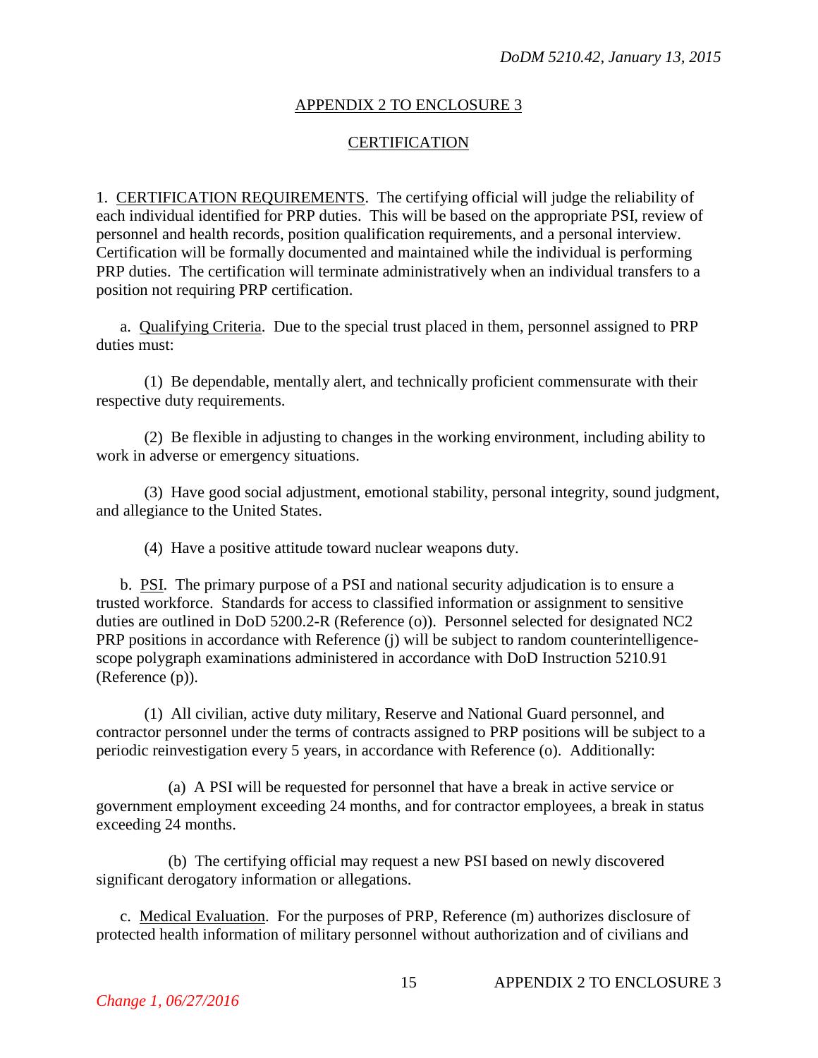## APPENDIX 2 TO ENCLOSURE 3

## CERTIFICATION

1. CERTIFICATION REQUIREMENTS. The certifying official will judge the reliability of each individual identified for PRP duties. This will be based on the appropriate PSI, review of personnel and health records, position qualification requirements, and a personal interview. Certification will be formally documented and maintained while the individual is performing PRP duties. The certification will terminate administratively when an individual transfers to a position not requiring PRP certification.

a. Qualifying Criteria. Due to the special trust placed in them, personnel assigned to PRP duties must:

(1) Be dependable, mentally alert, and technically proficient commensurate with their respective duty requirements.

(2) Be flexible in adjusting to changes in the working environment, including ability to work in adverse or emergency situations.

(3) Have good social adjustment, emotional stability, personal integrity, sound judgment, and allegiance to the United States.

(4) Have a positive attitude toward nuclear weapons duty.

b. PSI. The primary purpose of a PSI and national security adjudication is to ensure a trusted workforce. Standards for access to classified information or assignment to sensitive duties are outlined in DoD 5200.2-R (Reference (o)). Personnel selected for designated NC2 PRP positions in accordance with Reference (j) will be subject to random counterintelligence-scope polygraph examinations administered in accordance with DoD Instruction 5210.91 (Reference (p)).

(1) All civilian, active duty military, Reserve and National Guard personnel, and contractor personnel under the terms of contracts assigned to PRP positions will be subject to a periodic reinvestigation every 5 years, in accordance with Reference (o). Additionally:

(a) A PSI will be requested for personnel that have a break in active service or government employment exceeding 24 months, and for contractor employees, a break in status exceeding 24 months.

(b) The certifying official may request a new PSI based on newly discovered significant derogatory information or allegations.

c. Medical Evaluation. For the purposes of PRP, Reference (m) authorizes disclosure of protected health information of military personnel without authorization and of civilians and

*Change 1, 06/27/2016*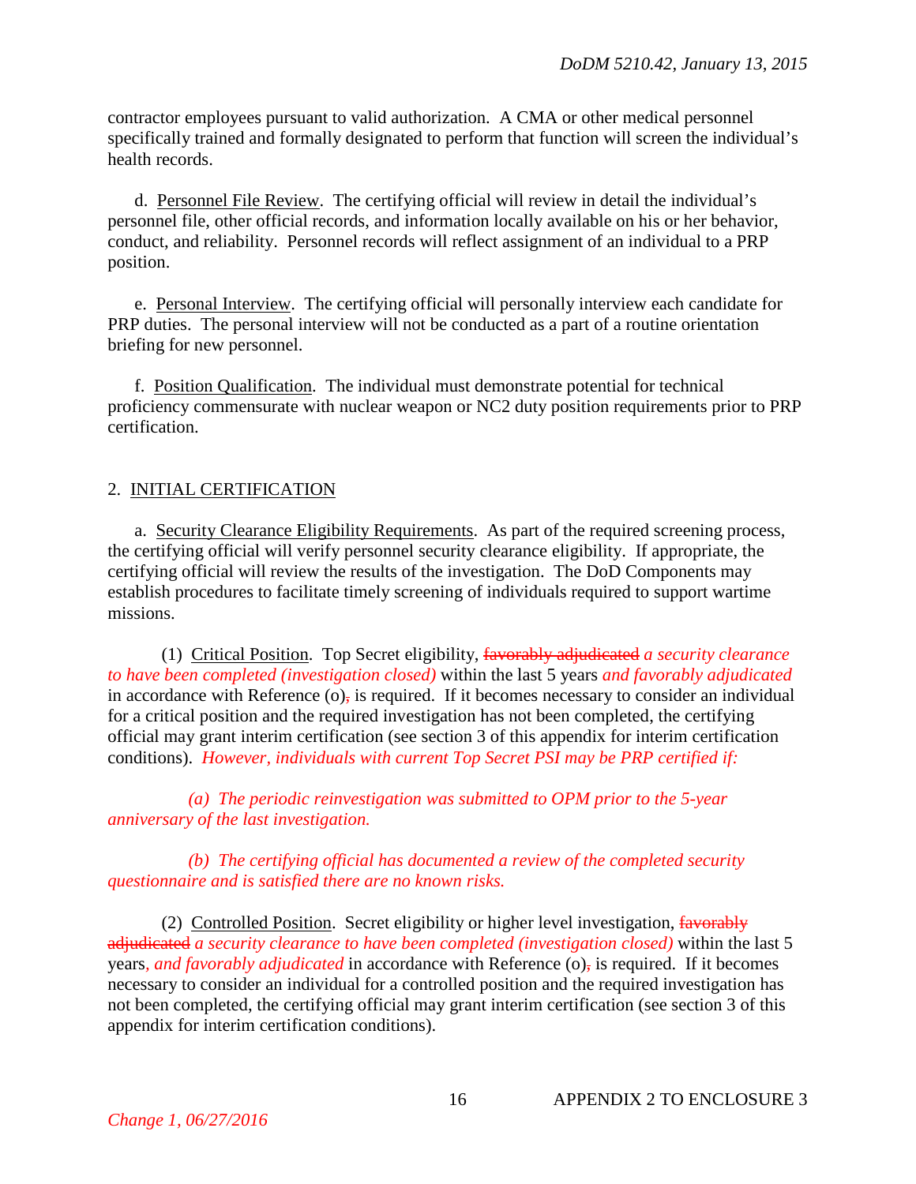contractor employees pursuant to valid authorization. A CMA or other medical personnel specifically trained and formally designated to perform that function will screen the individual's health records.

d. Personnel File Review. The certifying official will review in detail the individual's personnel file, other official records, and information locally available on his or her behavior, conduct, and reliability. Personnel records will reflect assignment of an individual to a PRP position.

e. Personal Interview. The certifying official will personally interview each candidate for PRP duties. The personal interview will not be conducted as a part of a routine orientation briefing for new personnel.

f. Position Qualification. The individual must demonstrate potential for technical proficiency commensurate with nuclear weapon or NC2 duty position requirements prior to PRP certification.

## 2. INITIAL CERTIFICATION

a. Security Clearance Eligibility Requirements. As part of the required screening process, the certifying official will verify personnel security clearance eligibility. If appropriate, the certifying official will review the results of the investigation. The DoD Components may establish procedures to facilitate timely screening of individuals required to support wartime missions.

(1) Critical Position. Top Secret eligibility, ~~favorably adjudicated~~ *a security clearance to have been completed (investigation closed)* within the last 5 years *and favorably adjudicated* in accordance with Reference (o)~~,~~ is required. If it becomes necessary to consider an individual for a critical position and the required investigation has not been completed, the certifying official may grant interim certification (see section 3 of this appendix for interim certification conditions). *However, individuals with current Top Secret PSI may be PRP certified if:*

*(a) The periodic reinvestigation was submitted to OPM prior to the 5-year anniversary of the last investigation.*

*(b) The certifying official has documented a review of the completed security questionnaire and is satisfied there are no known risks.*

(2) Controlled Position. Secret eligibility or higher level investigation, ~~favorably adjudicated~~ *a security clearance to have been completed (investigation closed)* within the last 5 years*, and favorably adjudicated* in accordance with Reference (o)~~,~~ is required. If it becomes necessary to consider an individual for a controlled position and the required investigation has not been completed, the certifying official may grant interim certification (see section 3 of this appendix for interim certification conditions).

*Change 1, 06/27/2016*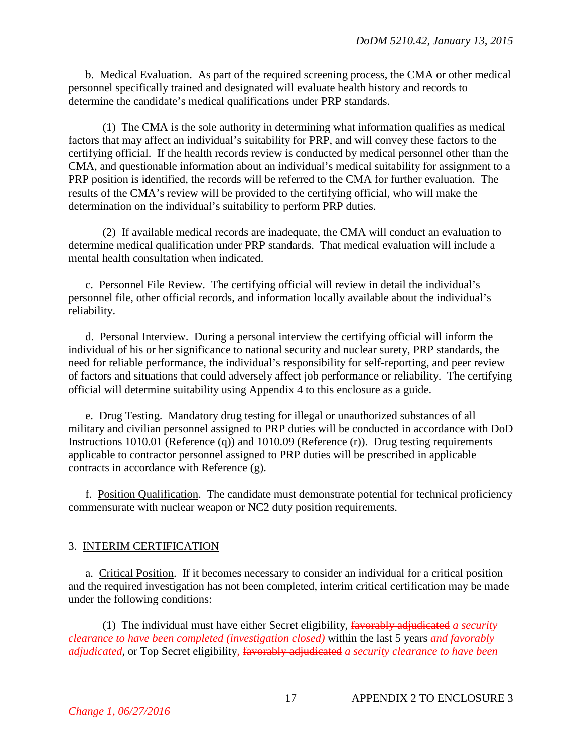b. Medical Evaluation. As part of the required screening process, the CMA or other medical personnel specifically trained and designated will evaluate health history and records to determine the candidate's medical qualifications under PRP standards.

(1) The CMA is the sole authority in determining what information qualifies as medical factors that may affect an individual's suitability for PRP, and will convey these factors to the certifying official. If the health records review is conducted by medical personnel other than the CMA, and questionable information about an individual's medical suitability for assignment to a PRP position is identified, the records will be referred to the CMA for further evaluation. The results of the CMA's review will be provided to the certifying official, who will make the determination on the individual's suitability to perform PRP duties.

(2) If available medical records are inadequate, the CMA will conduct an evaluation to determine medical qualification under PRP standards. That medical evaluation will include a mental health consultation when indicated.

c. Personnel File Review. The certifying official will review in detail the individual's personnel file, other official records, and information locally available about the individual's reliability.

d. Personal Interview. During a personal interview the certifying official will inform the individual of his or her significance to national security and nuclear surety, PRP standards, the need for reliable performance, the individual's responsibility for self-reporting, and peer review of factors and situations that could adversely affect job performance or reliability. The certifying official will determine suitability using Appendix 4 to this enclosure as a guide.

e. Drug Testing. Mandatory drug testing for illegal or unauthorized substances of all military and civilian personnel assigned to PRP duties will be conducted in accordance with DoD Instructions 1010.01 (Reference (q)) and 1010.09 (Reference (r)). Drug testing requirements applicable to contractor personnel assigned to PRP duties will be prescribed in applicable contracts in accordance with Reference (g).

f. Position Qualification. The candidate must demonstrate potential for technical proficiency commensurate with nuclear weapon or NC2 duty position requirements.

3. INTERIM CERTIFICATION

a. Critical Position. If it becomes necessary to consider an individual for a critical position and the required investigation has not been completed, interim critical certification may be made under the following conditions:

(1) The individual must have either Secret eligibility, ~~favorably adjudicated~~ *a security clearance to have been completed (investigation closed)* within the last 5 years *and favorably adjudicated*, or Top Secret eligibility, ~~favorably adjudicated~~ *a security clearance to have been*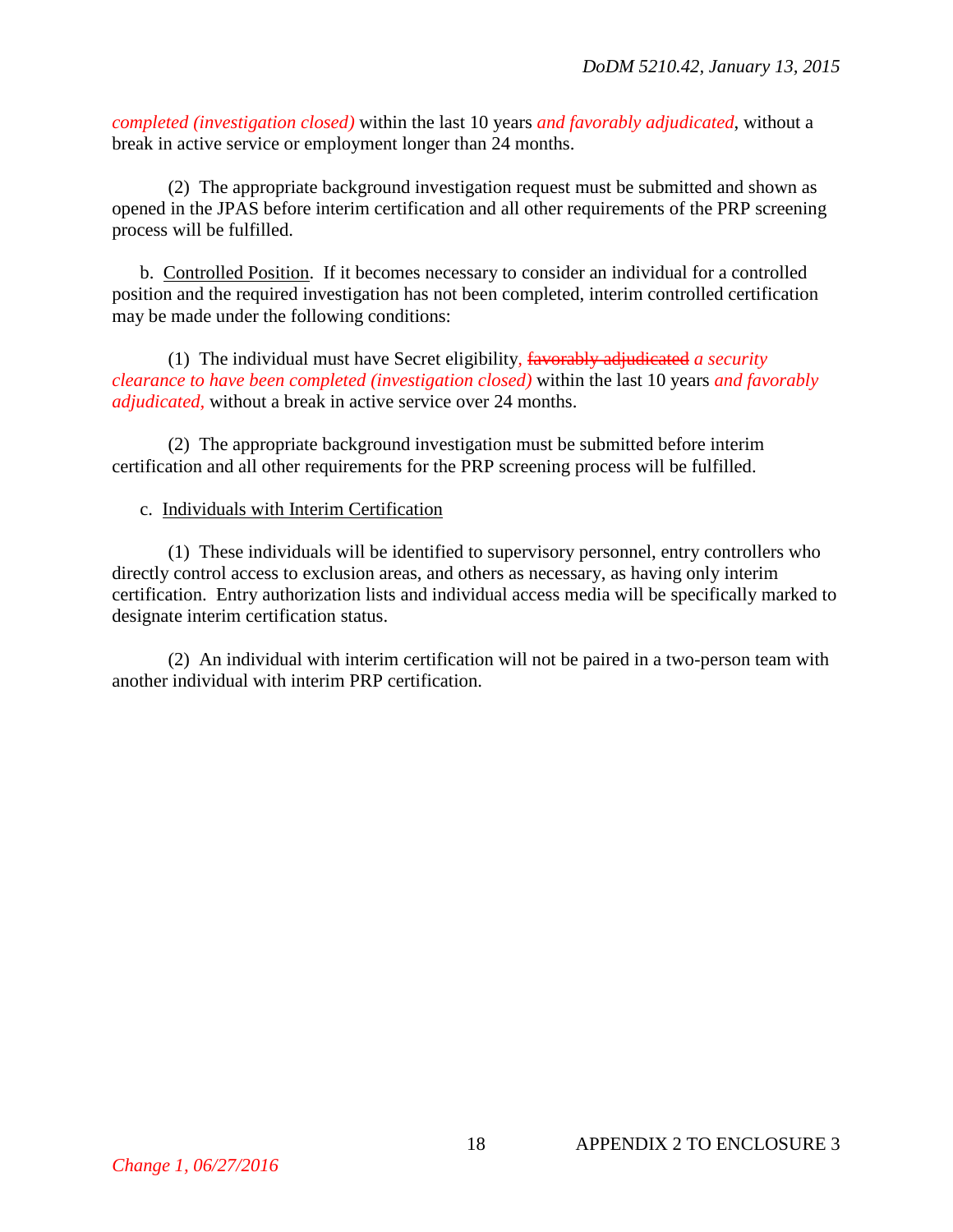*completed (investigation closed)* within the last 10 years *and favorably adjudicated*, without a break in active service or employment longer than 24 months.

(2) The appropriate background investigation request must be submitted and shown as opened in the JPAS before interim certification and all other requirements of the PRP screening process will be fulfilled.

b. Controlled Position. If it becomes necessary to consider an individual for a controlled position and the required investigation has not been completed, interim controlled certification may be made under the following conditions:

(1) The individual must have Secret eligibility, ~~favorably adjudicated~~ *a security clearance to have been completed (investigation closed)* within the last 10 years *and favorably adjudicated,* without a break in active service over 24 months.

(2) The appropriate background investigation must be submitted before interim certification and all other requirements for the PRP screening process will be fulfilled.

c. Individuals with Interim Certification

(1) These individuals will be identified to supervisory personnel, entry controllers who directly control access to exclusion areas, and others as necessary, as having only interim certification. Entry authorization lists and individual access media will be specifically marked to designate interim certification status.

(2) An individual with interim certification will not be paired in a two-person team with another individual with interim PRP certification.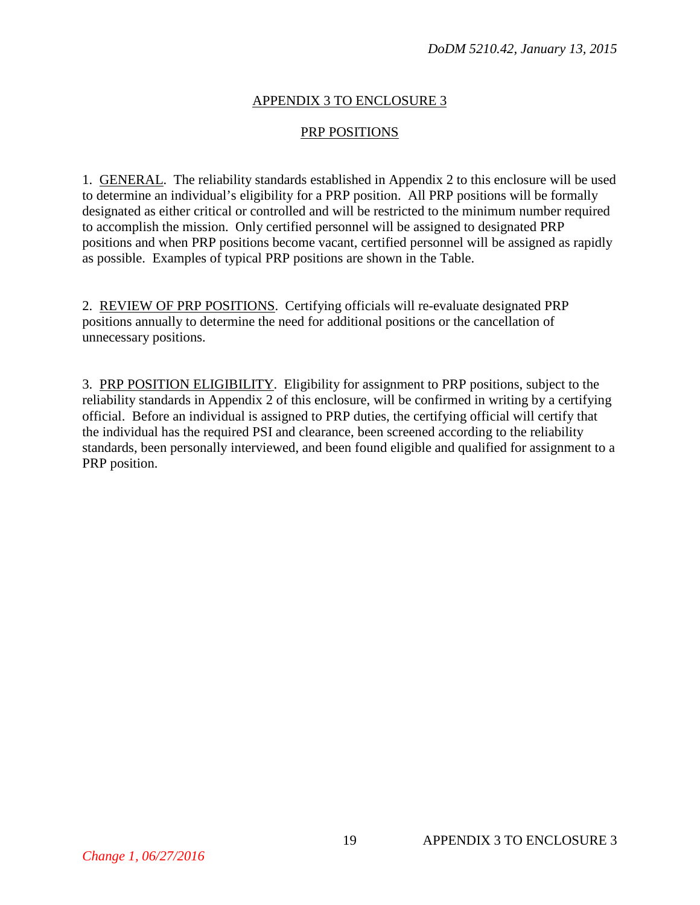## APPENDIX 3 TO ENCLOSURE 3

## PRP POSITIONS

1. GENERAL. The reliability standards established in Appendix 2 to this enclosure will be used to determine an individual's eligibility for a PRP position. All PRP positions will be formally designated as either critical or controlled and will be restricted to the minimum number required to accomplish the mission. Only certified personnel will be assigned to designated PRP positions and when PRP positions become vacant, certified personnel will be assigned as rapidly as possible. Examples of typical PRP positions are shown in the Table.

2. REVIEW OF PRP POSITIONS. Certifying officials will re-evaluate designated PRP positions annually to determine the need for additional positions or the cancellation of unnecessary positions.

3. PRP POSITION ELIGIBILITY. Eligibility for assignment to PRP positions, subject to the reliability standards in Appendix 2 of this enclosure, will be confirmed in writing by a certifying official. Before an individual is assigned to PRP duties, the certifying official will certify that the individual has the required PSI and clearance, been screened according to the reliability standards, been personally interviewed, and been found eligible and qualified for assignment to a PRP position.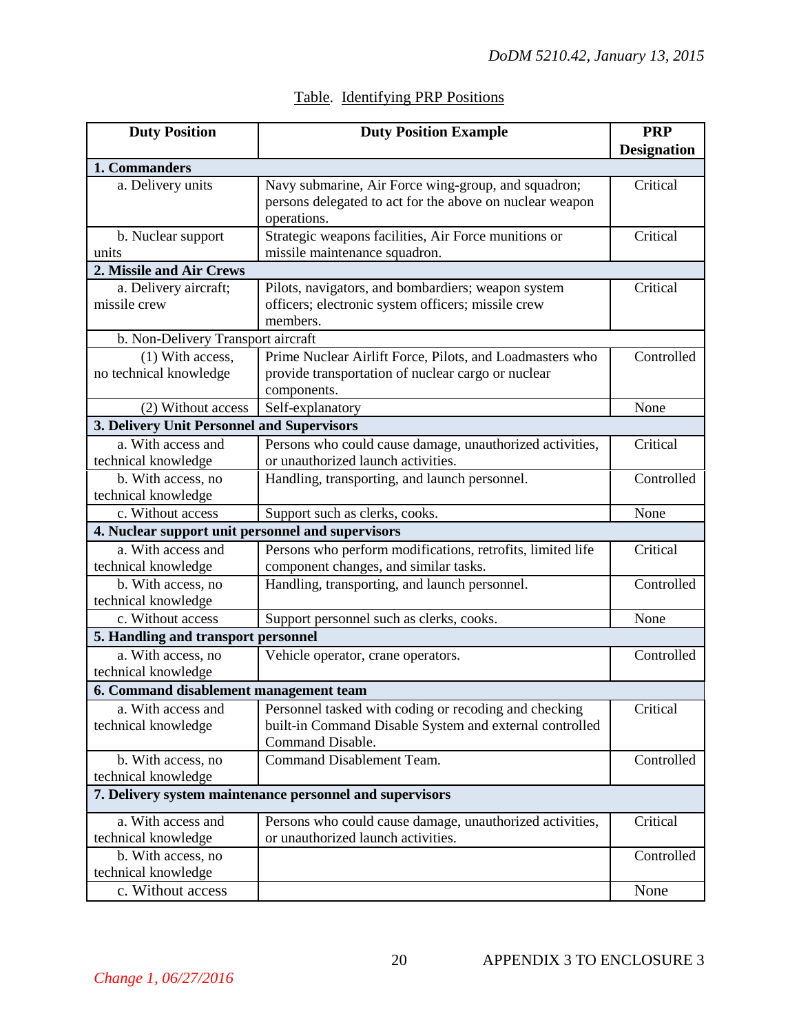Table. Identifying PRP Positions

| Duty Position | Duty Position Example | PRP Designation |
|---|---|---|
| **1. Commanders** | | |
| a. Delivery units | Navy submarine, Air Force wing-group, and squadron; persons delegated to act for the above on nuclear weapon operations. | Critical |
| b. Nuclear support units | Strategic weapons facilities, Air Force munitions or missile maintenance squadron. | Critical |
| **2. Missile and Air Crews** | | |
| a. Delivery aircraft; missile crew | Pilots, navigators, and bombardiers; weapon system officers; electronic system officers; missile crew members. | Critical |
| b. Non-Delivery Transport aircraft | | |
| (1) With access, no technical knowledge | Prime Nuclear Airlift Force, Pilots, and Loadmasters who provide transportation of nuclear cargo or nuclear components. | Controlled |
| (2) Without access | Self-explanatory | None |
| **3. Delivery Unit Personnel and Supervisors** | | |
| a. With access and technical knowledge | Persons who could cause damage, unauthorized activities, or unauthorized launch activities. | Critical |
| b. With access, no technical knowledge | Handling, transporting, and launch personnel. | Controlled |
| c. Without access | Support such as clerks, cooks. | None |
| **4. Nuclear support unit personnel and supervisors** | | |
| a. With access and technical knowledge | Persons who perform modifications, retrofits, limited life component changes, and similar tasks. | Critical |
| b. With access, no technical knowledge | Handling, transporting, and launch personnel. | Controlled |
| c. Without access | Support personnel such as clerks, cooks. | None |
| **5. Handling and transport personnel** | | |
| a. With access, no technical knowledge | Vehicle operator, crane operators. | Controlled |
| **6. Command disablement management team** | | |
| a. With access and technical knowledge | Personnel tasked with coding or recoding and checking built-in Command Disable System and external controlled Command Disable. | Critical |
| b. With access, no technical knowledge | Command Disablement Team. | Controlled |
| **7. Delivery system maintenance personnel and supervisors** | | |
| a. With access and technical knowledge | Persons who could cause damage, unauthorized activities, or unauthorized launch activities. | Critical |
| b. With access, no technical knowledge | | Controlled |
| c. Without access | | None |

*Change 1, 06/27/2016*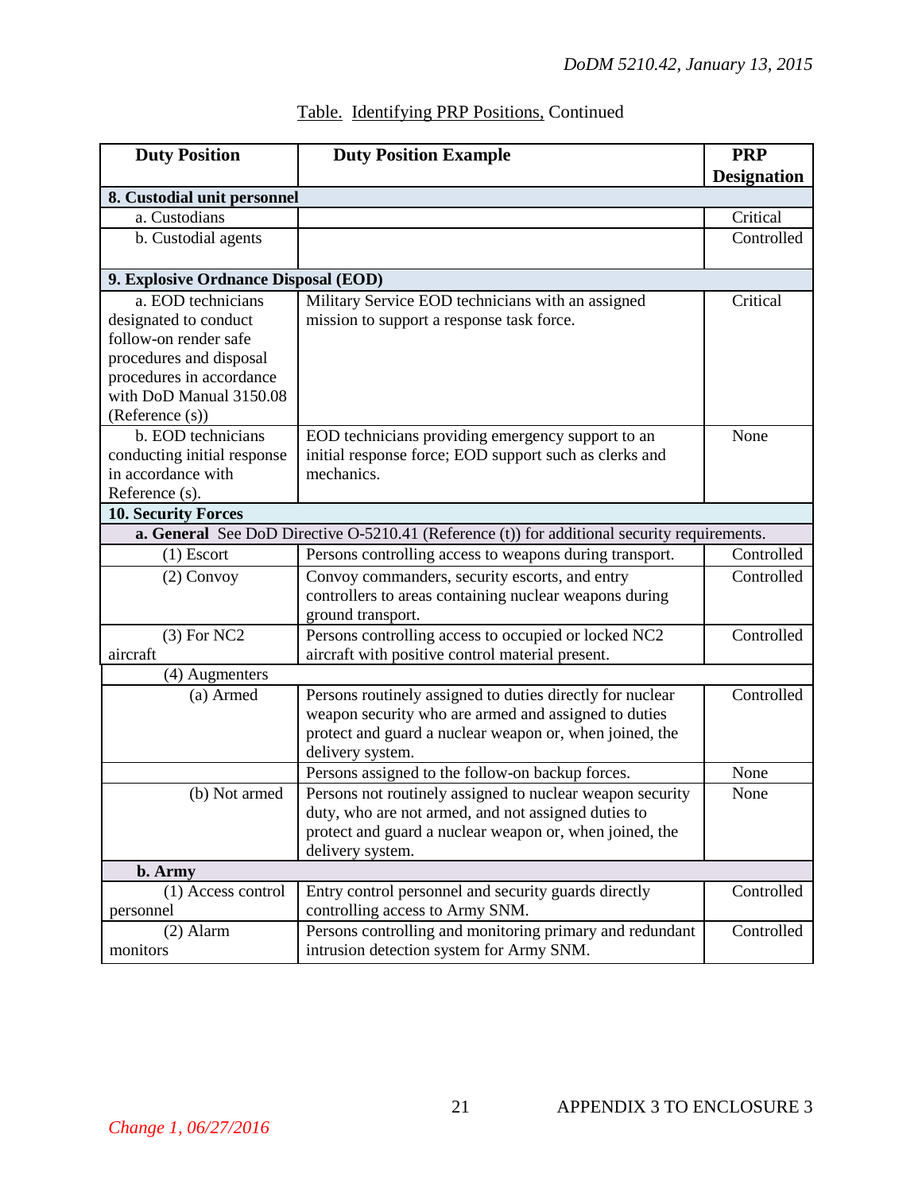Table. Identifying PRP Positions, Continued

| Duty Position | Duty Position Example | PRP Designation |
|---|---|---|
| **8. Custodial unit personnel** | | |
| a. Custodians | | Critical |
| b. Custodial agents | | Controlled |
| **9. Explosive Ordnance Disposal (EOD)** | | |
| a. EOD technicians designated to conduct follow-on render safe procedures and disposal procedures in accordance with DoD Manual 3150.08 (Reference (s)) | Military Service EOD technicians with an assigned mission to support a response task force. | Critical |
| b. EOD technicians conducting initial response in accordance with Reference (s). | EOD technicians providing emergency support to an initial response force; EOD support such as clerks and mechanics. | None |
| **10. Security Forces** | | |
| **a. General** See DoD Directive O-5210.41 (Reference (t)) for additional security requirements. | | |
| (1) Escort | Persons controlling access to weapons during transport. | Controlled |
| (2) Convoy | Convoy commanders, security escorts, and entry controllers to areas containing nuclear weapons during ground transport. | Controlled |
| (3) For NC2 aircraft | Persons controlling access to occupied or locked NC2 aircraft with positive control material present. | Controlled |
| (4) Augmenters | | |
| (a) Armed | Persons routinely assigned to duties directly for nuclear weapon security who are armed and assigned to duties protect and guard a nuclear weapon or, when joined, the delivery system. | Controlled |
| | Persons assigned to the follow-on backup forces. | None |
| (b) Not armed | Persons not routinely assigned to nuclear weapon security duty, who are not armed, and not assigned duties to protect and guard a nuclear weapon or, when joined, the delivery system. | None |
| **b. Army** | | |
| (1) Access control personnel | Entry control personnel and security guards directly controlling access to Army SNM. | Controlled |
| (2) Alarm monitors | Persons controlling and monitoring primary and redundant intrusion detection system for Army SNM. | Controlled |

APPENDIX 3 TO ENCLOSURE 3

*Change 1, 06/27/2016*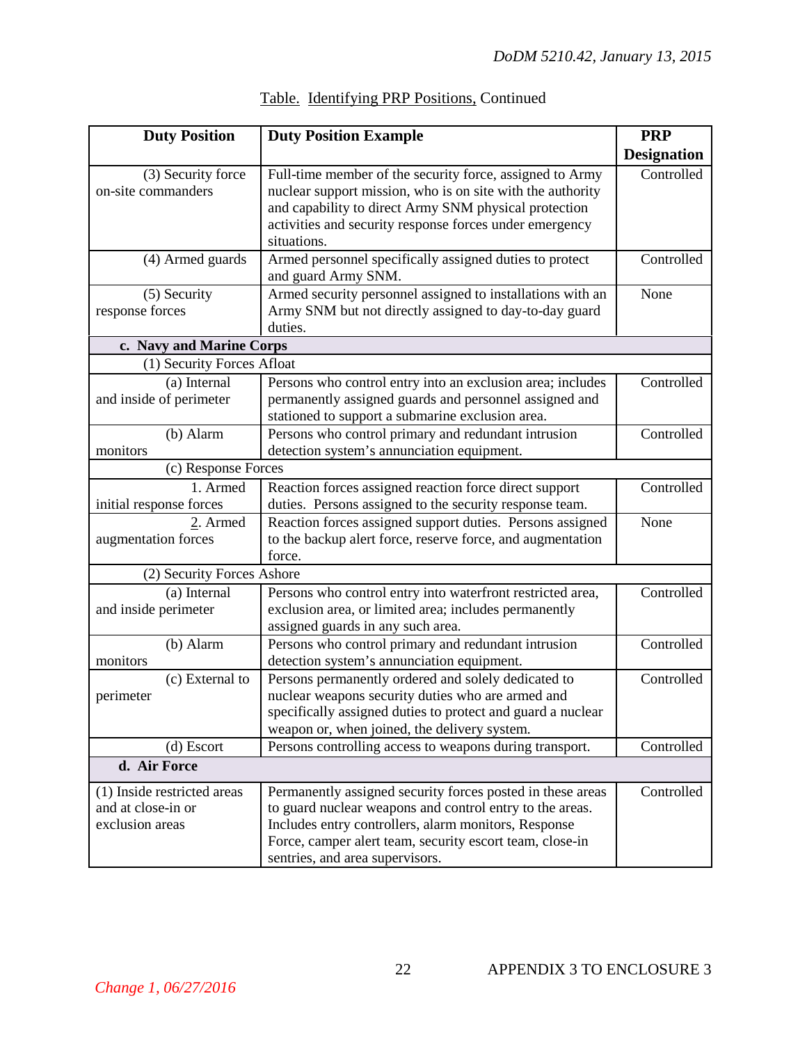Table. Identifying PRP Positions, Continued

| Duty Position | Duty Position Example | PRP Designation |
|---|---|---|
| (3) Security force on-site commanders | Full-time member of the security force, assigned to Army nuclear support mission, who is on site with the authority and capability to direct Army SNM physical protection activities and security response forces under emergency situations. | Controlled |
| (4) Armed guards | Armed personnel specifically assigned duties to protect and guard Army SNM. | Controlled |
| (5) Security response forces | Armed security personnel assigned to installations with an Army SNM but not directly assigned to day-to-day guard duties. | None |
| **c. Navy and Marine Corps** | | |
| (1) Security Forces Afloat | | |
| (a) Internal and inside of perimeter | Persons who control entry into an exclusion area; includes permanently assigned guards and personnel assigned and stationed to support a submarine exclusion area. | Controlled |
| (b) Alarm monitors | Persons who control primary and redundant intrusion detection system's annunciation equipment. | Controlled |
| (c) Response Forces | | |
| 1. Armed initial response forces | Reaction forces assigned reaction force direct support duties. Persons assigned to the security response team. | Controlled |
| 2. Armed augmentation forces | Reaction forces assigned support duties. Persons assigned to the backup alert force, reserve force, and augmentation force. | None |
| (2) Security Forces Ashore | | |
| (a) Internal and inside perimeter | Persons who control entry into waterfront restricted area, exclusion area, or limited area; includes permanently assigned guards in any such area. | Controlled |
| (b) Alarm monitors | Persons who control primary and redundant intrusion detection system's annunciation equipment. | Controlled |
| (c) External to perimeter | Persons permanently ordered and solely dedicated to nuclear weapons security duties who are armed and specifically assigned duties to protect and guard a nuclear weapon or, when joined, the delivery system. | Controlled |
| (d) Escort | Persons controlling access to weapons during transport. | Controlled |
| **d. Air Force** | | |
| (1) Inside restricted areas and at close-in or exclusion areas | Permanently assigned security forces posted in these areas to guard nuclear weapons and control entry to the areas. Includes entry controllers, alarm monitors, Response Force, camper alert team, security escort team, close-in sentries, and area supervisors. | Controlled |

*Change 1, 06/27/2016*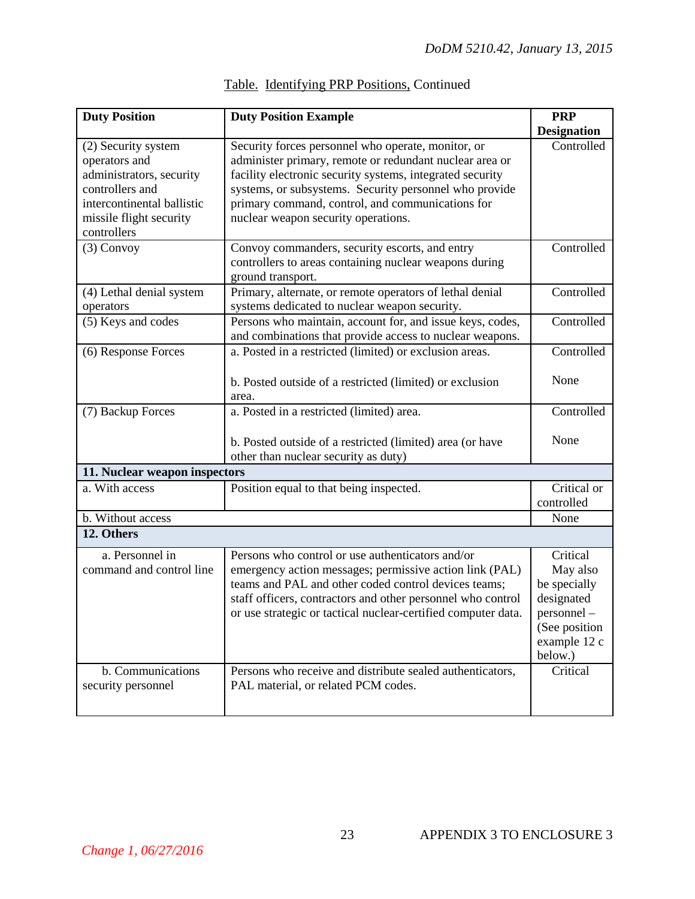Table. Identifying PRP Positions, Continued

| Duty Position | Duty Position Example | PRP Designation |
|---|---|---|
| (2) Security system operators and administrators, security controllers and intercontinental ballistic missile flight security controllers | Security forces personnel who operate, monitor, or administer primary, remote or redundant nuclear area or facility electronic security systems, integrated security systems, or subsystems. Security personnel who provide primary command, control, and communications for nuclear weapon security operations. | Controlled |
| (3) Convoy | Convoy commanders, security escorts, and entry controllers to areas containing nuclear weapons during ground transport. | Controlled |
| (4) Lethal denial system operators | Primary, alternate, or remote operators of lethal denial systems dedicated to nuclear weapon security. | Controlled |
| (5) Keys and codes | Persons who maintain, account for, and issue keys, codes, and combinations that provide access to nuclear weapons. | Controlled |
| (6) Response Forces | a. Posted in a restricted (limited) or exclusion areas. | Controlled |
| | b. Posted outside of a restricted (limited) or exclusion area. | None |
| (7) Backup Forces | a. Posted in a restricted (limited) area. | Controlled |
| | b. Posted outside of a restricted (limited) area (or have other than nuclear security as duty) | None |
| **11. Nuclear weapon inspectors** | | |
| a. With access | Position equal to that being inspected. | Critical or controlled |
| b. Without access | | None |
| **12. Others** | | |
| a. Personnel in command and control line | Persons who control or use authenticators and/or emergency action messages; permissive action link (PAL) teams and PAL and other coded control devices teams; staff officers, contractors and other personnel who control or use strategic or tactical nuclear-certified computer data. | Critical May also be specially designated personnel – (See position example 12 c below.) |
| b. Communications security personnel | Persons who receive and distribute sealed authenticators, PAL material, or related PCM codes. | Critical |

*Change 1, 06/27/2016*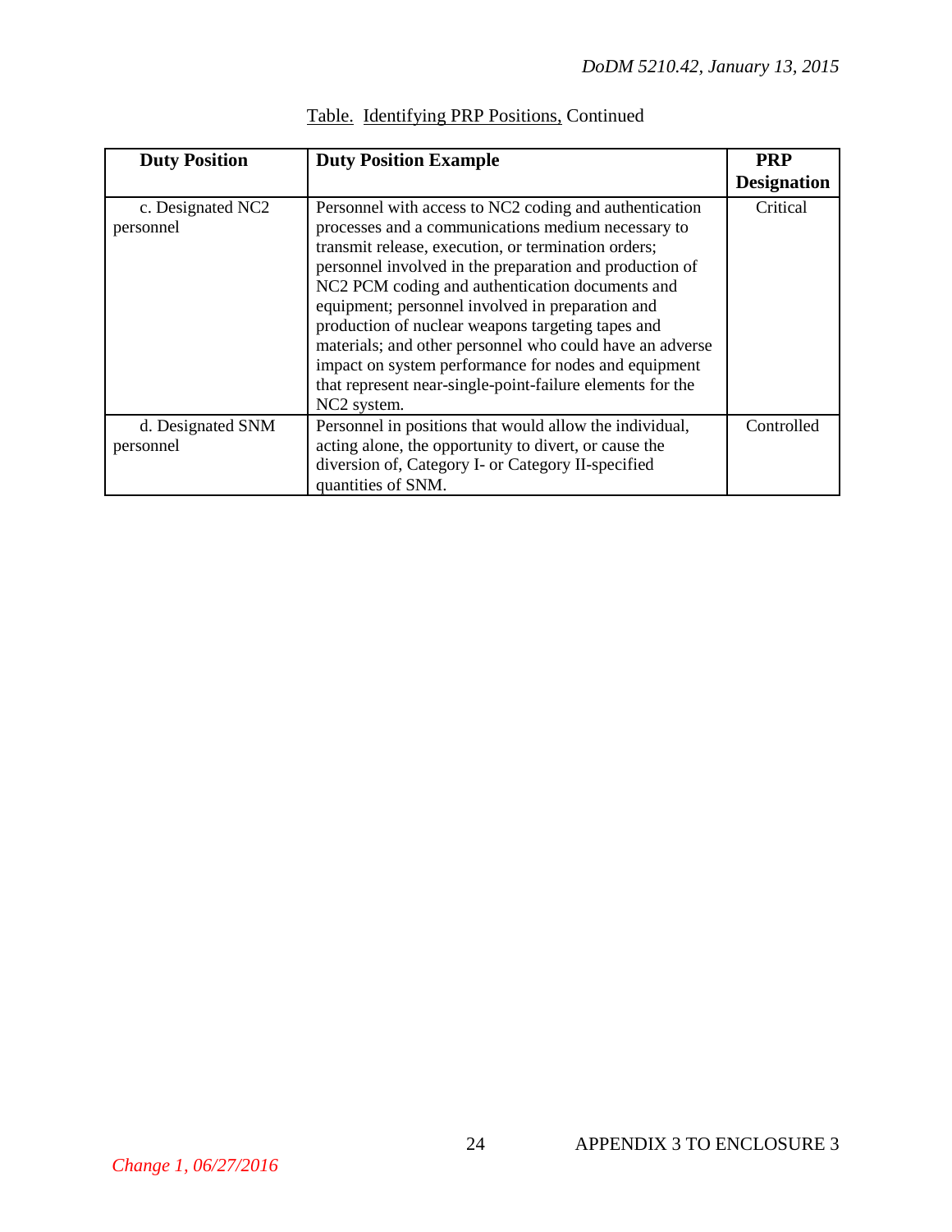Table. Identifying PRP Positions, Continued

| Duty Position | Duty Position Example | PRP Designation |
|---|---|---|
| c. Designated NC2 personnel | Personnel with access to NC2 coding and authentication processes and a communications medium necessary to transmit release, execution, or termination orders; personnel involved in the preparation and production of NC2 PCM coding and authentication documents and equipment; personnel involved in preparation and production of nuclear weapons targeting tapes and materials; and other personnel who could have an adverse impact on system performance for nodes and equipment that represent near-single-point-failure elements for the NC2 system. | Critical |
| d. Designated SNM personnel | Personnel in positions that would allow the individual, acting alone, the opportunity to divert, or cause the diversion of, Category I- or Category II-specified quantities of SNM. | Controlled |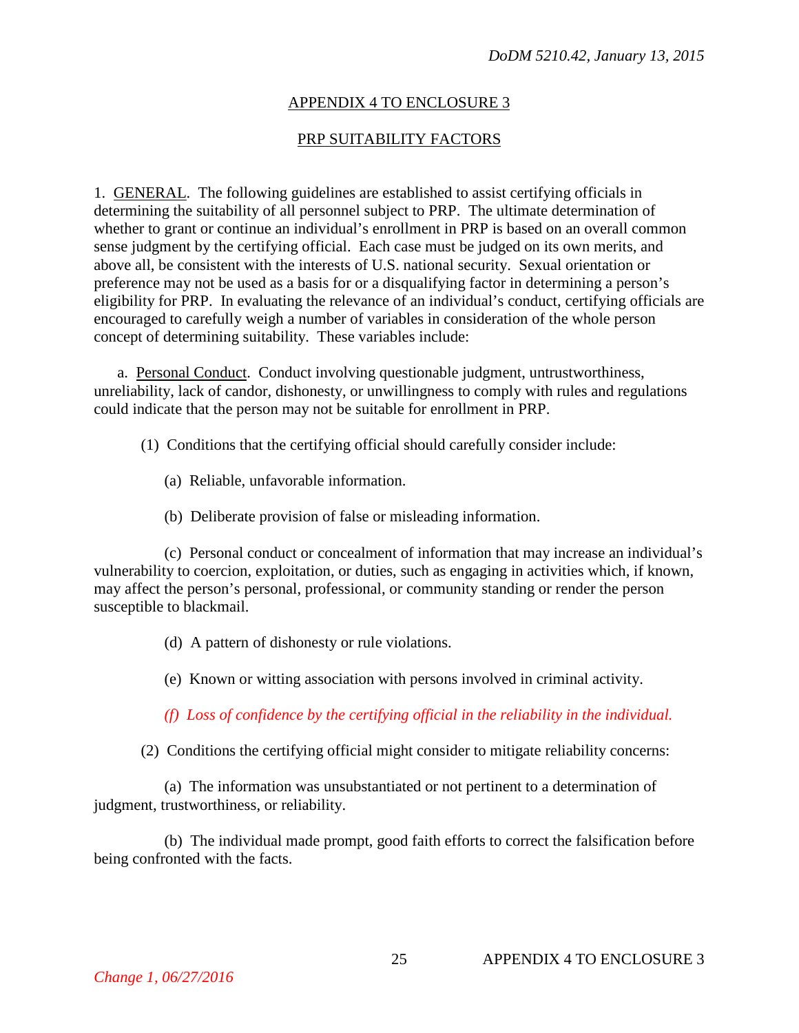## APPENDIX 4 TO ENCLOSURE 3

## PRP SUITABILITY FACTORS

1. GENERAL. The following guidelines are established to assist certifying officials in determining the suitability of all personnel subject to PRP. The ultimate determination of whether to grant or continue an individual's enrollment in PRP is based on an overall common sense judgment by the certifying official. Each case must be judged on its own merits, and above all, be consistent with the interests of U.S. national security. Sexual orientation or preference may not be used as a basis for or a disqualifying factor in determining a person's eligibility for PRP. In evaluating the relevance of an individual's conduct, certifying officials are encouraged to carefully weigh a number of variables in consideration of the whole person concept of determining suitability. These variables include:

a. Personal Conduct. Conduct involving questionable judgment, untrustworthiness, unreliability, lack of candor, dishonesty, or unwillingness to comply with rules and regulations could indicate that the person may not be suitable for enrollment in PRP.

(1) Conditions that the certifying official should carefully consider include:

(a) Reliable, unfavorable information.

(b) Deliberate provision of false or misleading information.

(c) Personal conduct or concealment of information that may increase an individual's vulnerability to coercion, exploitation, or duties, such as engaging in activities which, if known, may affect the person's personal, professional, or community standing or render the person susceptible to blackmail.

(d) A pattern of dishonesty or rule violations.

(e) Known or witting association with persons involved in criminal activity.

*(f) Loss of confidence by the certifying official in the reliability in the individual.*

(2) Conditions the certifying official might consider to mitigate reliability concerns:

(a) The information was unsubstantiated or not pertinent to a determination of judgment, trustworthiness, or reliability.

(b) The individual made prompt, good faith efforts to correct the falsification before being confronted with the facts.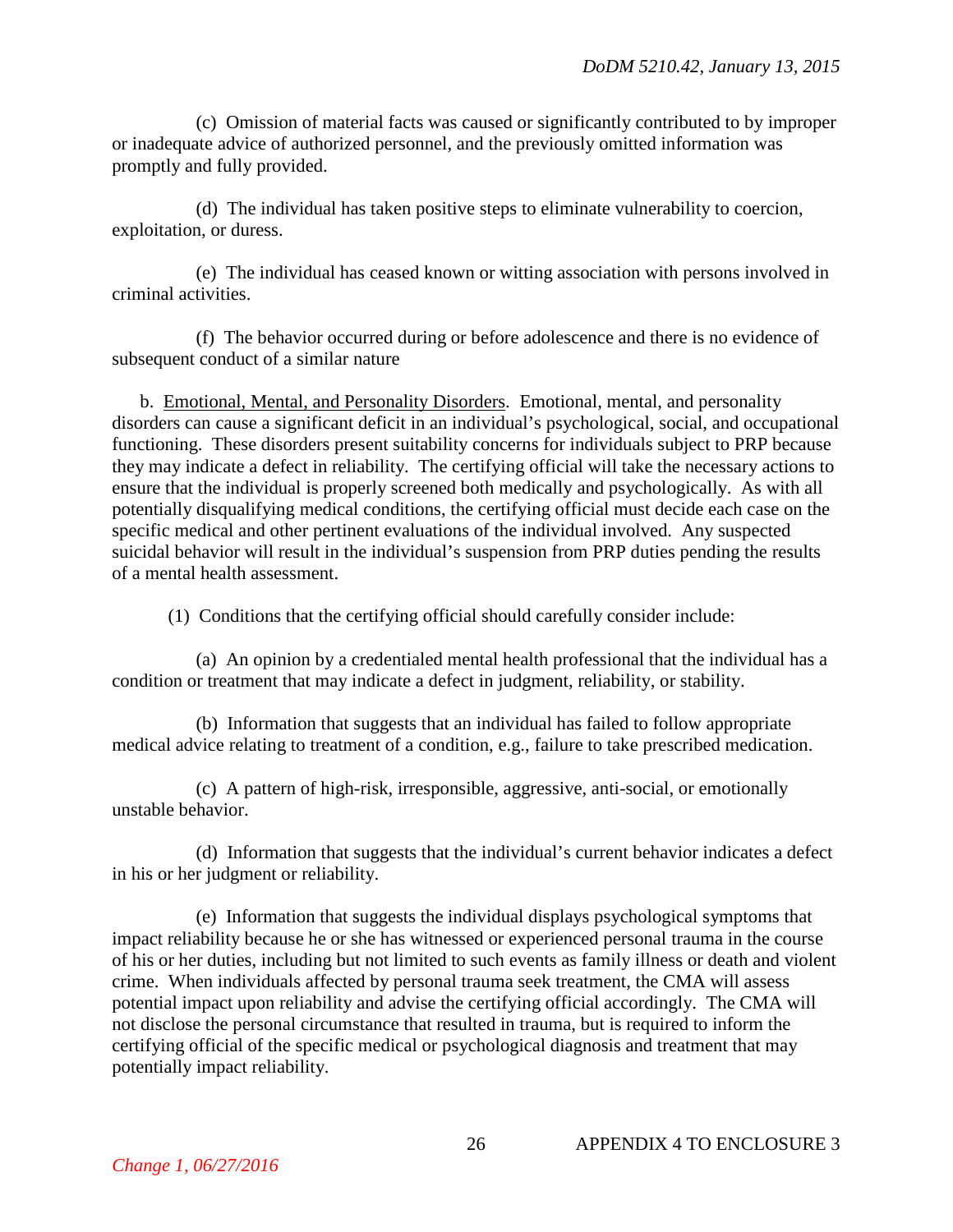(c) Omission of material facts was caused or significantly contributed to by improper or inadequate advice of authorized personnel, and the previously omitted information was promptly and fully provided.

(d) The individual has taken positive steps to eliminate vulnerability to coercion, exploitation, or duress.

(e) The individual has ceased known or witting association with persons involved in criminal activities.

(f) The behavior occurred during or before adolescence and there is no evidence of subsequent conduct of a similar nature

b. <u>Emotional, Mental, and Personality Disorders</u>. Emotional, mental, and personality disorders can cause a significant deficit in an individual's psychological, social, and occupational functioning. These disorders present suitability concerns for individuals subject to PRP because they may indicate a defect in reliability. The certifying official will take the necessary actions to ensure that the individual is properly screened both medically and psychologically. As with all potentially disqualifying medical conditions, the certifying official must decide each case on the specific medical and other pertinent evaluations of the individual involved. Any suspected suicidal behavior will result in the individual's suspension from PRP duties pending the results of a mental health assessment.

(1) Conditions that the certifying official should carefully consider include:

(a) An opinion by a credentialed mental health professional that the individual has a condition or treatment that may indicate a defect in judgment, reliability, or stability.

(b) Information that suggests that an individual has failed to follow appropriate medical advice relating to treatment of a condition, e.g., failure to take prescribed medication.

(c) A pattern of high-risk, irresponsible, aggressive, anti-social, or emotionally unstable behavior.

(d) Information that suggests that the individual's current behavior indicates a defect in his or her judgment or reliability.

(e) Information that suggests the individual displays psychological symptoms that impact reliability because he or she has witnessed or experienced personal trauma in the course of his or her duties, including but not limited to such events as family illness or death and violent crime. When individuals affected by personal trauma seek treatment, the CMA will assess potential impact upon reliability and advise the certifying official accordingly. The CMA will not disclose the personal circumstance that resulted in trauma, but is required to inform the certifying official of the specific medical or psychological diagnosis and treatment that may potentially impact reliability.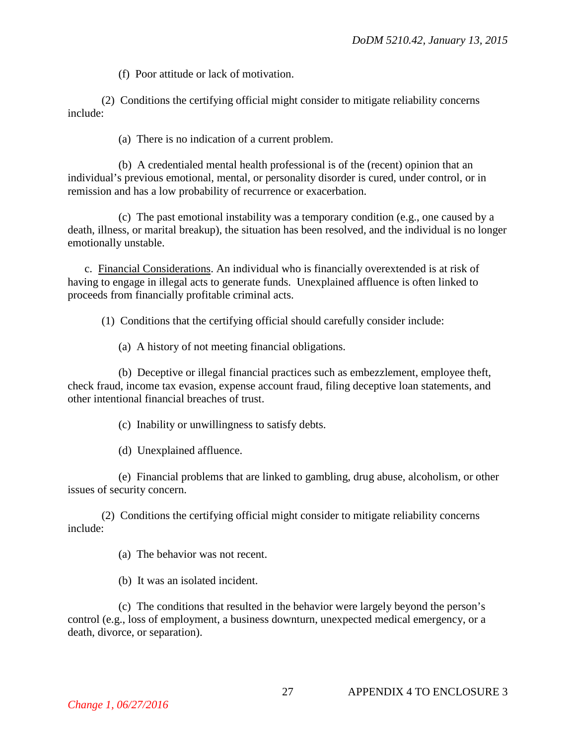(f) Poor attitude or lack of motivation.

(2) Conditions the certifying official might consider to mitigate reliability concerns include:

(a) There is no indication of a current problem.

(b) A credentialed mental health professional is of the (recent) opinion that an individual's previous emotional, mental, or personality disorder is cured, under control, or in remission and has a low probability of recurrence or exacerbation.

(c) The past emotional instability was a temporary condition (e.g., one caused by a death, illness, or marital breakup), the situation has been resolved, and the individual is no longer emotionally unstable.

c. Financial Considerations. An individual who is financially overextended is at risk of having to engage in illegal acts to generate funds. Unexplained affluence is often linked to proceeds from financially profitable criminal acts.

(1) Conditions that the certifying official should carefully consider include:

(a) A history of not meeting financial obligations.

(b) Deceptive or illegal financial practices such as embezzlement, employee theft, check fraud, income tax evasion, expense account fraud, filing deceptive loan statements, and other intentional financial breaches of trust.

(c) Inability or unwillingness to satisfy debts.

(d) Unexplained affluence.

(e) Financial problems that are linked to gambling, drug abuse, alcoholism, or other issues of security concern.

(2) Conditions the certifying official might consider to mitigate reliability concerns include:

(a) The behavior was not recent.

(b) It was an isolated incident.

(c) The conditions that resulted in the behavior were largely beyond the person's control (e.g., loss of employment, a business downturn, unexpected medical emergency, or a death, divorce, or separation).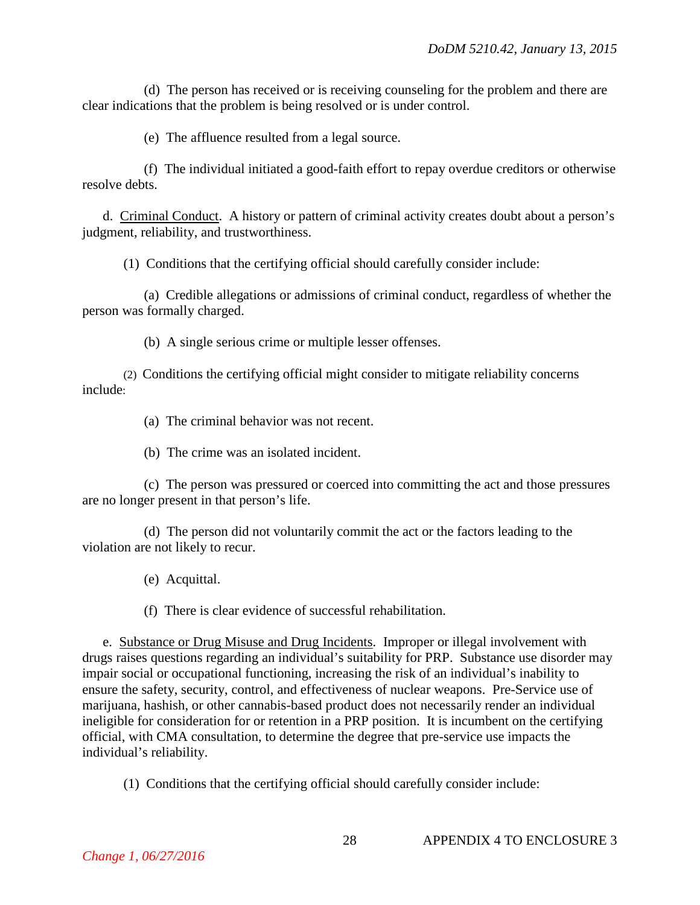(d) The person has received or is receiving counseling for the problem and there are clear indications that the problem is being resolved or is under control.

(e) The affluence resulted from a legal source.

(f) The individual initiated a good-faith effort to repay overdue creditors or otherwise resolve debts.

d. Criminal Conduct. A history or pattern of criminal activity creates doubt about a person's judgment, reliability, and trustworthiness.

(1) Conditions that the certifying official should carefully consider include:

(a) Credible allegations or admissions of criminal conduct, regardless of whether the person was formally charged.

(b) A single serious crime or multiple lesser offenses.

(2) Conditions the certifying official might consider to mitigate reliability concerns include:

(a) The criminal behavior was not recent.

(b) The crime was an isolated incident.

(c) The person was pressured or coerced into committing the act and those pressures are no longer present in that person's life.

(d) The person did not voluntarily commit the act or the factors leading to the violation are not likely to recur.

(e) Acquittal.

(f) There is clear evidence of successful rehabilitation.

e. Substance or Drug Misuse and Drug Incidents. Improper or illegal involvement with drugs raises questions regarding an individual's suitability for PRP. Substance use disorder may impair social or occupational functioning, increasing the risk of an individual's inability to ensure the safety, security, control, and effectiveness of nuclear weapons. Pre-Service use of marijuana, hashish, or other cannabis-based product does not necessarily render an individual ineligible for consideration for or retention in a PRP position. It is incumbent on the certifying official, with CMA consultation, to determine the degree that pre-service use impacts the individual's reliability.

(1) Conditions that the certifying official should carefully consider include: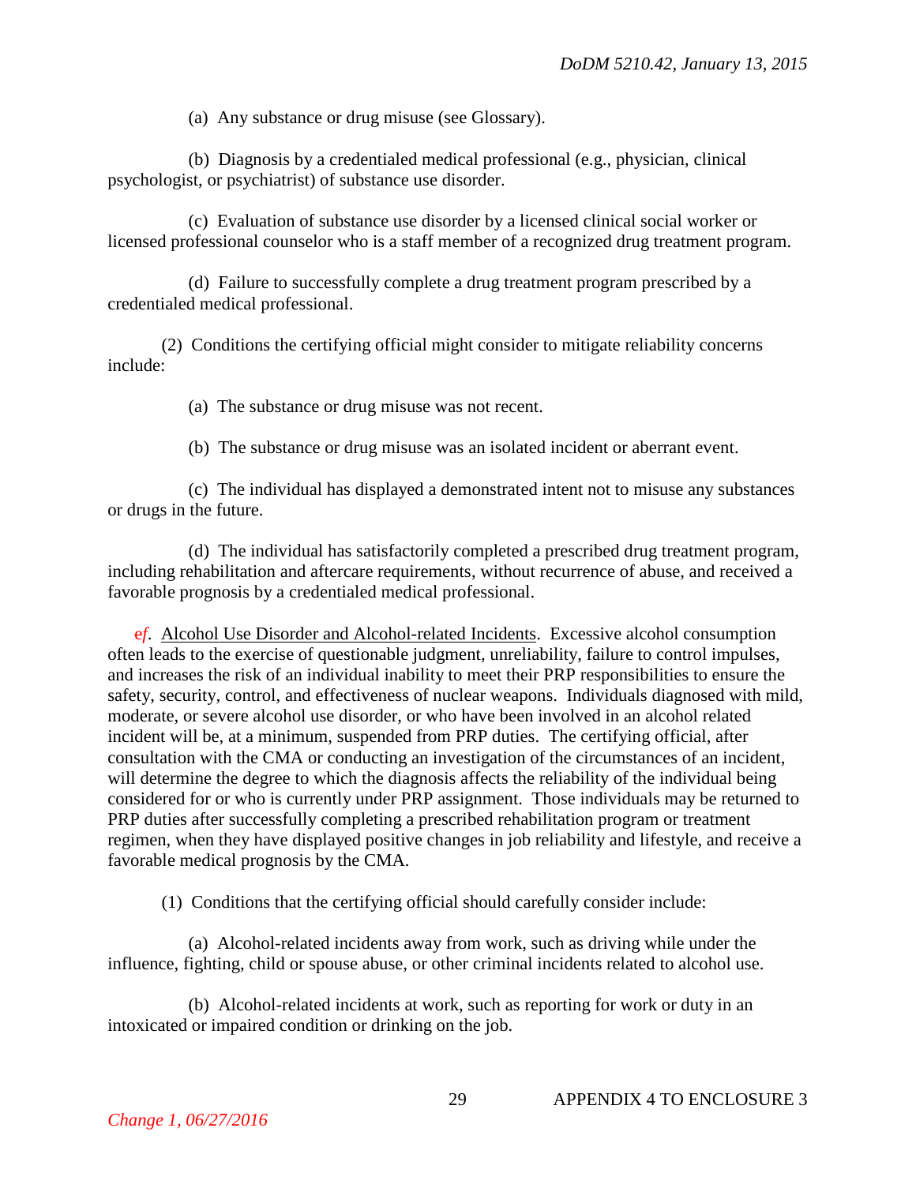(a) Any substance or drug misuse (see Glossary).

(b) Diagnosis by a credentialed medical professional (e.g., physician, clinical psychologist, or psychiatrist) of substance use disorder.

(c) Evaluation of substance use disorder by a licensed clinical social worker or licensed professional counselor who is a staff member of a recognized drug treatment program.

(d) Failure to successfully complete a drug treatment program prescribed by a credentialed medical professional.

(2) Conditions the certifying official might consider to mitigate reliability concerns include:

(a) The substance or drug misuse was not recent.

(b) The substance or drug misuse was an isolated incident or aberrant event.

(c) The individual has displayed a demonstrated intent not to misuse any substances or drugs in the future.

(d) The individual has satisfactorily completed a prescribed drug treatment program, including rehabilitation and aftercare requirements, without recurrence of abuse, and received a favorable prognosis by a credentialed medical professional.

~~e~~*f*. <u>Alcohol Use Disorder and Alcohol-related Incidents</u>. Excessive alcohol consumption often leads to the exercise of questionable judgment, unreliability, failure to control impulses, and increases the risk of an individual inability to meet their PRP responsibilities to ensure the safety, security, control, and effectiveness of nuclear weapons. Individuals diagnosed with mild, moderate, or severe alcohol use disorder, or who have been involved in an alcohol related incident will be, at a minimum, suspended from PRP duties. The certifying official, after consultation with the CMA or conducting an investigation of the circumstances of an incident, will determine the degree to which the diagnosis affects the reliability of the individual being considered for or who is currently under PRP assignment. Those individuals may be returned to PRP duties after successfully completing a prescribed rehabilitation program or treatment regimen, when they have displayed positive changes in job reliability and lifestyle, and receive a favorable medical prognosis by the CMA.

(1) Conditions that the certifying official should carefully consider include:

(a) Alcohol-related incidents away from work, such as driving while under the influence, fighting, child or spouse abuse, or other criminal incidents related to alcohol use.

(b) Alcohol-related incidents at work, such as reporting for work or duty in an intoxicated or impaired condition or drinking on the job.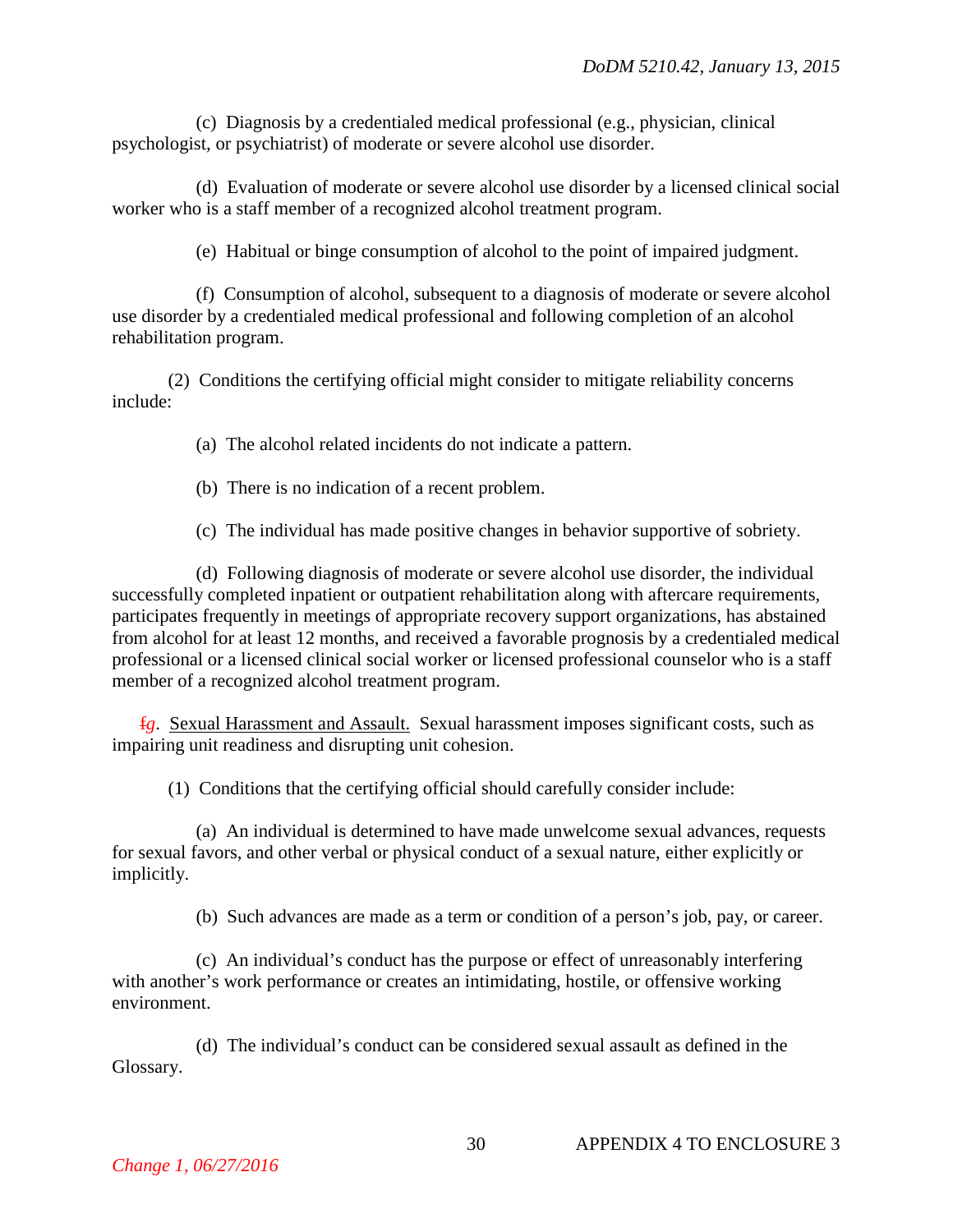(c) Diagnosis by a credentialed medical professional (e.g., physician, clinical psychologist, or psychiatrist) of moderate or severe alcohol use disorder.

(d) Evaluation of moderate or severe alcohol use disorder by a licensed clinical social worker who is a staff member of a recognized alcohol treatment program.

(e) Habitual or binge consumption of alcohol to the point of impaired judgment.

(f) Consumption of alcohol, subsequent to a diagnosis of moderate or severe alcohol use disorder by a credentialed medical professional and following completion of an alcohol rehabilitation program.

(2) Conditions the certifying official might consider to mitigate reliability concerns include:

(a) The alcohol related incidents do not indicate a pattern.

(b) There is no indication of a recent problem.

(c) The individual has made positive changes in behavior supportive of sobriety.

(d) Following diagnosis of moderate or severe alcohol use disorder, the individual successfully completed inpatient or outpatient rehabilitation along with aftercare requirements, participates frequently in meetings of appropriate recovery support organizations, has abstained from alcohol for at least 12 months, and received a favorable prognosis by a credentialed medical professional or a licensed clinical social worker or licensed professional counselor who is a staff member of a recognized alcohol treatment program.

~~f~~*g*. Sexual Harassment and Assault. Sexual harassment imposes significant costs, such as impairing unit readiness and disrupting unit cohesion.

(1) Conditions that the certifying official should carefully consider include:

(a) An individual is determined to have made unwelcome sexual advances, requests for sexual favors, and other verbal or physical conduct of a sexual nature, either explicitly or implicitly.

(b) Such advances are made as a term or condition of a person's job, pay, or career.

(c) An individual's conduct has the purpose or effect of unreasonably interfering with another's work performance or creates an intimidating, hostile, or offensive working environment.

(d) The individual's conduct can be considered sexual assault as defined in the Glossary.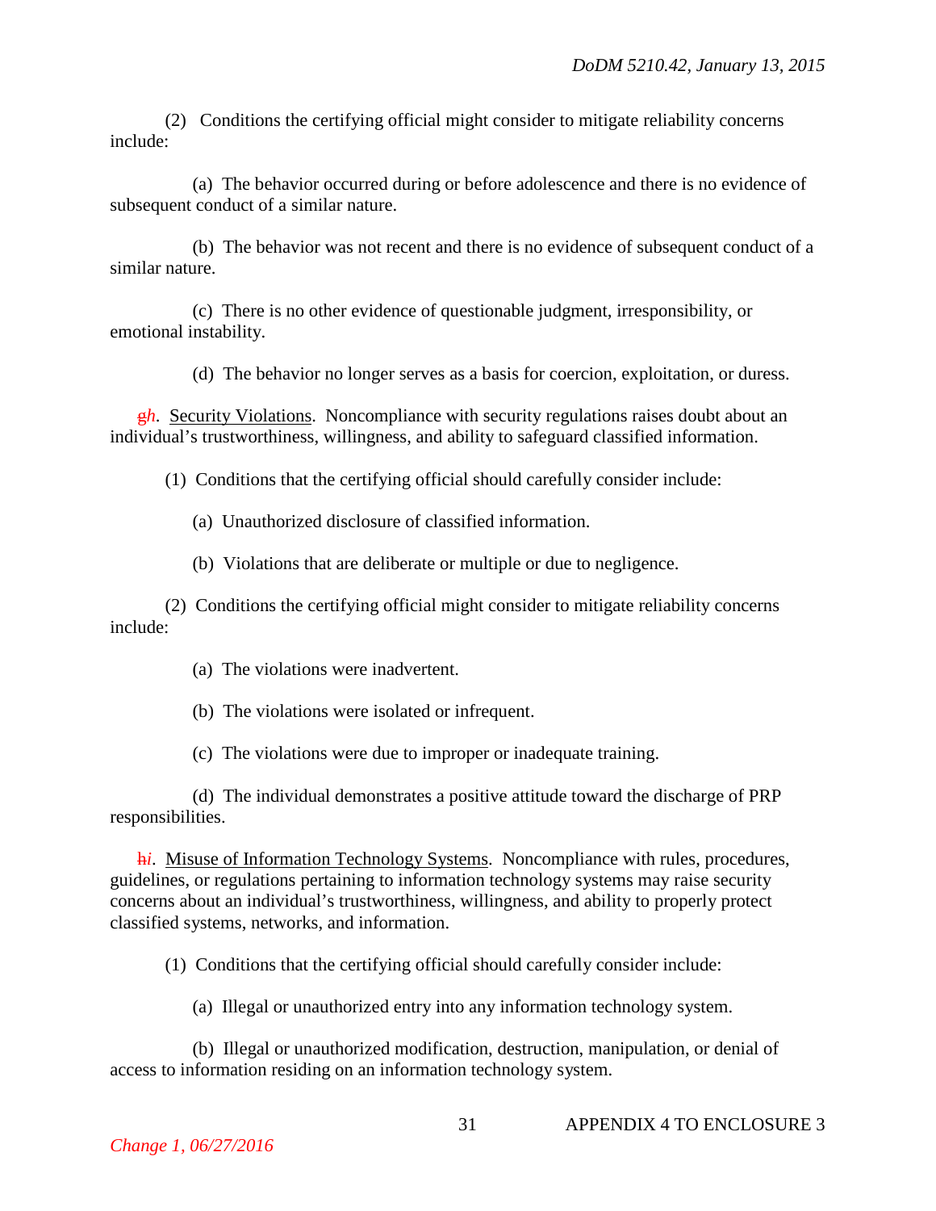(2) Conditions the certifying official might consider to mitigate reliability concerns include:

(a) The behavior occurred during or before adolescence and there is no evidence of subsequent conduct of a similar nature.

(b) The behavior was not recent and there is no evidence of subsequent conduct of a similar nature.

(c) There is no other evidence of questionable judgment, irresponsibility, or emotional instability.

(d) The behavior no longer serves as a basis for coercion, exploitation, or duress.

~~g~~*h*. Security Violations. Noncompliance with security regulations raises doubt about an individual's trustworthiness, willingness, and ability to safeguard classified information.

(1) Conditions that the certifying official should carefully consider include:

(a) Unauthorized disclosure of classified information.

(b) Violations that are deliberate or multiple or due to negligence.

(2) Conditions the certifying official might consider to mitigate reliability concerns include:

(a) The violations were inadvertent.

(b) The violations were isolated or infrequent.

(c) The violations were due to improper or inadequate training.

(d) The individual demonstrates a positive attitude toward the discharge of PRP responsibilities.

~~h~~*i*. Misuse of Information Technology Systems. Noncompliance with rules, procedures, guidelines, or regulations pertaining to information technology systems may raise security concerns about an individual's trustworthiness, willingness, and ability to properly protect classified systems, networks, and information.

(1) Conditions that the certifying official should carefully consider include:

(a) Illegal or unauthorized entry into any information technology system.

(b) Illegal or unauthorized modification, destruction, manipulation, or denial of access to information residing on an information technology system.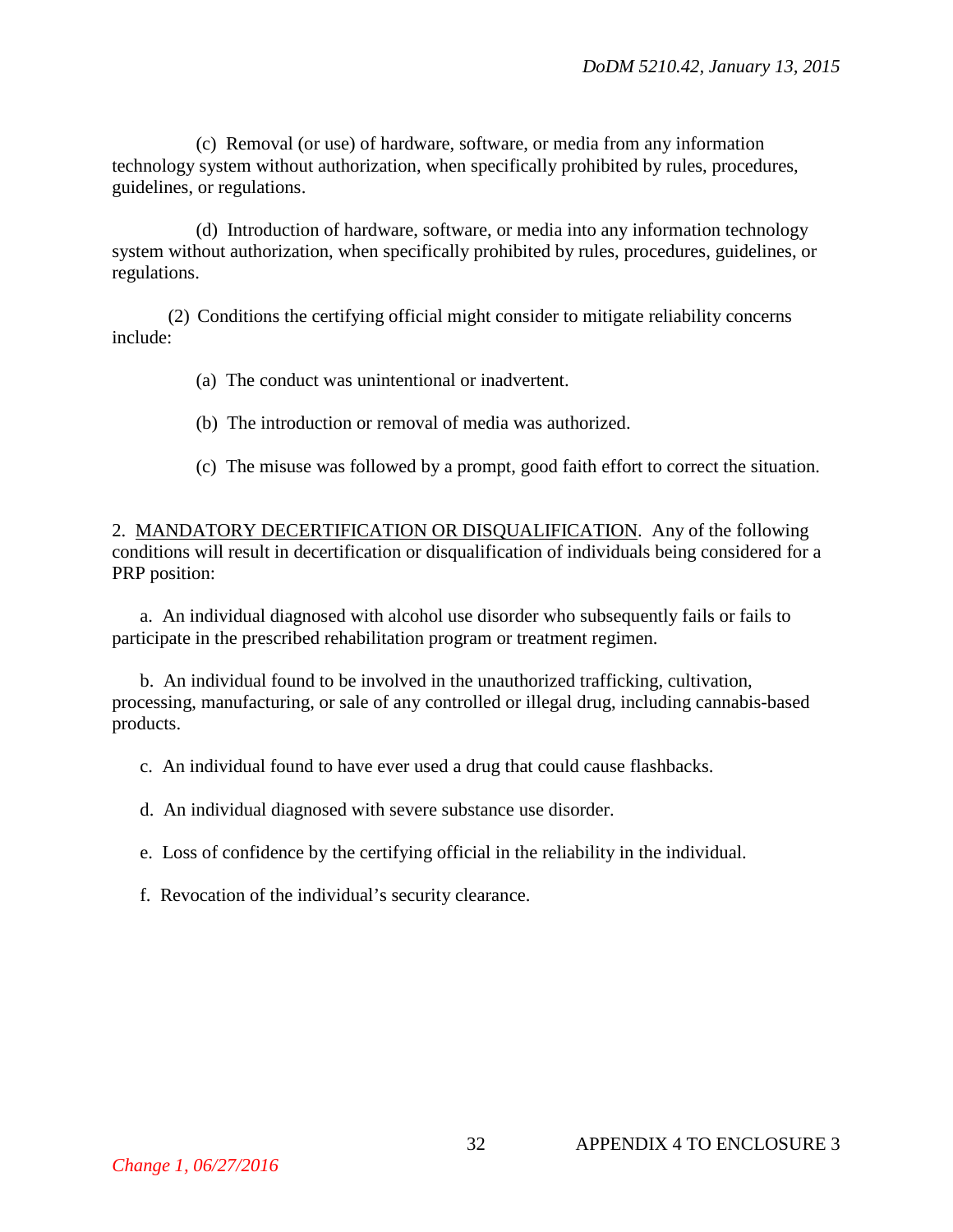(c) Removal (or use) of hardware, software, or media from any information technology system without authorization, when specifically prohibited by rules, procedures, guidelines, or regulations.

(d) Introduction of hardware, software, or media into any information technology system without authorization, when specifically prohibited by rules, procedures, guidelines, or regulations.

(2) Conditions the certifying official might consider to mitigate reliability concerns include:

(a) The conduct was unintentional or inadvertent.

(b) The introduction or removal of media was authorized.

(c) The misuse was followed by a prompt, good faith effort to correct the situation.

2. MANDATORY DECERTIFICATION OR DISQUALIFICATION. Any of the following conditions will result in decertification or disqualification of individuals being considered for a PRP position:

a. An individual diagnosed with alcohol use disorder who subsequently fails or fails to participate in the prescribed rehabilitation program or treatment regimen.

b. An individual found to be involved in the unauthorized trafficking, cultivation, processing, manufacturing, or sale of any controlled or illegal drug, including cannabis-based products.

c. An individual found to have ever used a drug that could cause flashbacks.

d. An individual diagnosed with severe substance use disorder.

e. Loss of confidence by the certifying official in the reliability in the individual.

f. Revocation of the individual's security clearance.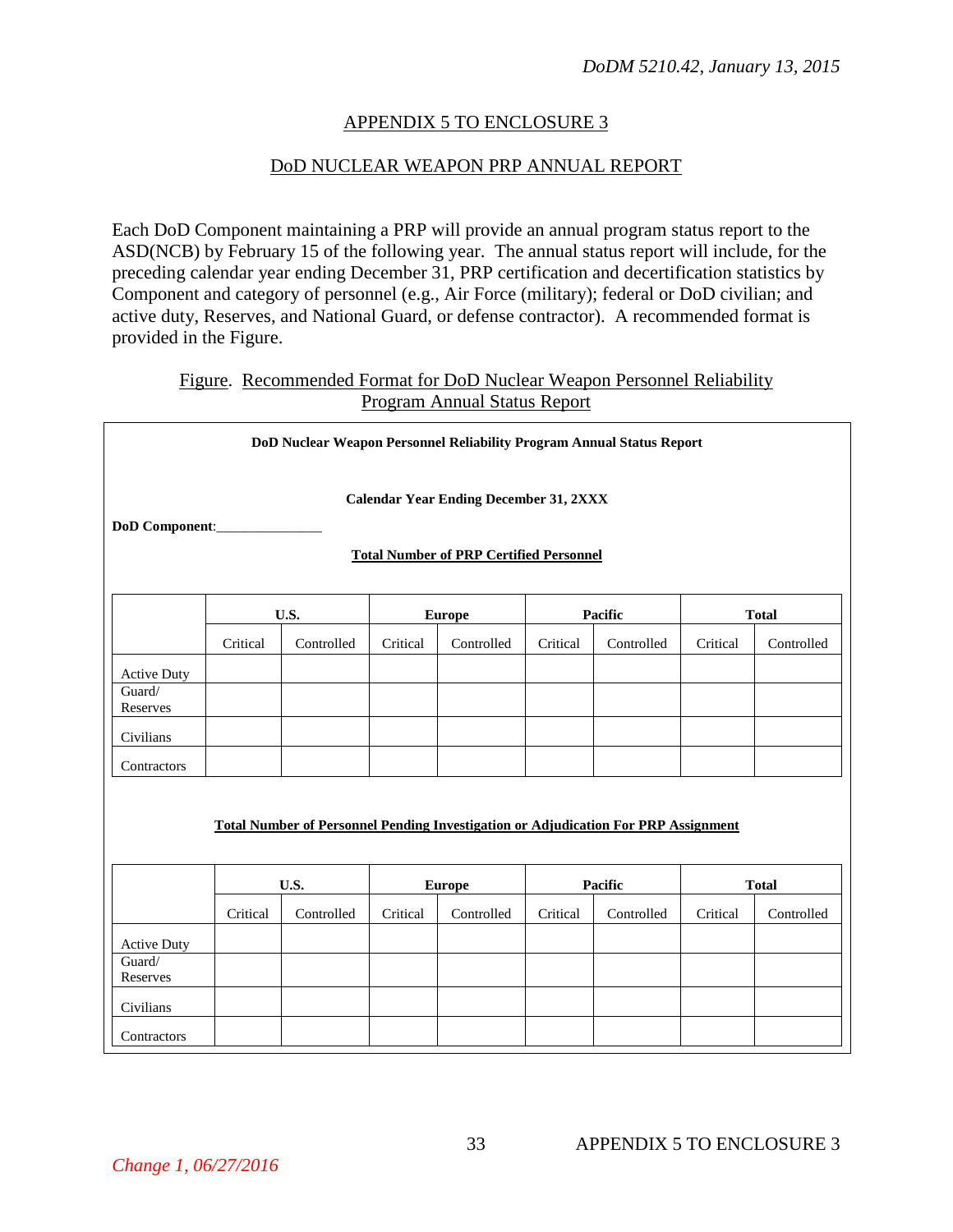## APPENDIX 5 TO ENCLOSURE 3

## DoD NUCLEAR WEAPON PRP ANNUAL REPORT

Each DoD Component maintaining a PRP will provide an annual program status report to the ASD(NCB) by February 15 of the following year. The annual status report will include, for the preceding calendar year ending December 31, PRP certification and decertification statistics by Component and category of personnel (e.g., Air Force (military); federal or DoD civilian; and active duty, Reserves, and National Guard, or defense contractor). A recommended format is provided in the Figure.

Figure. Recommended Format for DoD Nuclear Weapon Personnel Reliability Program Annual Status Report

**DoD Nuclear Weapon Personnel Reliability Program Annual Status Report**

**Calendar Year Ending December 31, 2XXX**

**DoD Component**:_______________

**Total Number of PRP Certified Personnel**

| | **U.S.** | | **Europe** | | **Pacific** | | **Total** | |
|---|---|---|---|---|---|---|---|---|
| | Critical | Controlled | Critical | Controlled | Critical | Controlled | Critical | Controlled |
| Active Duty | | | | | | | | |
| Guard/ Reserves | | | | | | | | |
| Civilians | | | | | | | | |
| Contractors | | | | | | | | |

**Total Number of Personnel Pending Investigation or Adjudication For PRP Assignment**

| | **U.S.** | | **Europe** | | **Pacific** | | **Total** | |
|---|---|---|---|---|---|---|---|---|
| | Critical | Controlled | Critical | Controlled | Critical | Controlled | Critical | Controlled |
| Active Duty | | | | | | | | |
| Guard/ Reserves | | | | | | | | |
| Civilians | | | | | | | | |
| Contractors | | | | | | | | |

*Change 1, 06/27/2016*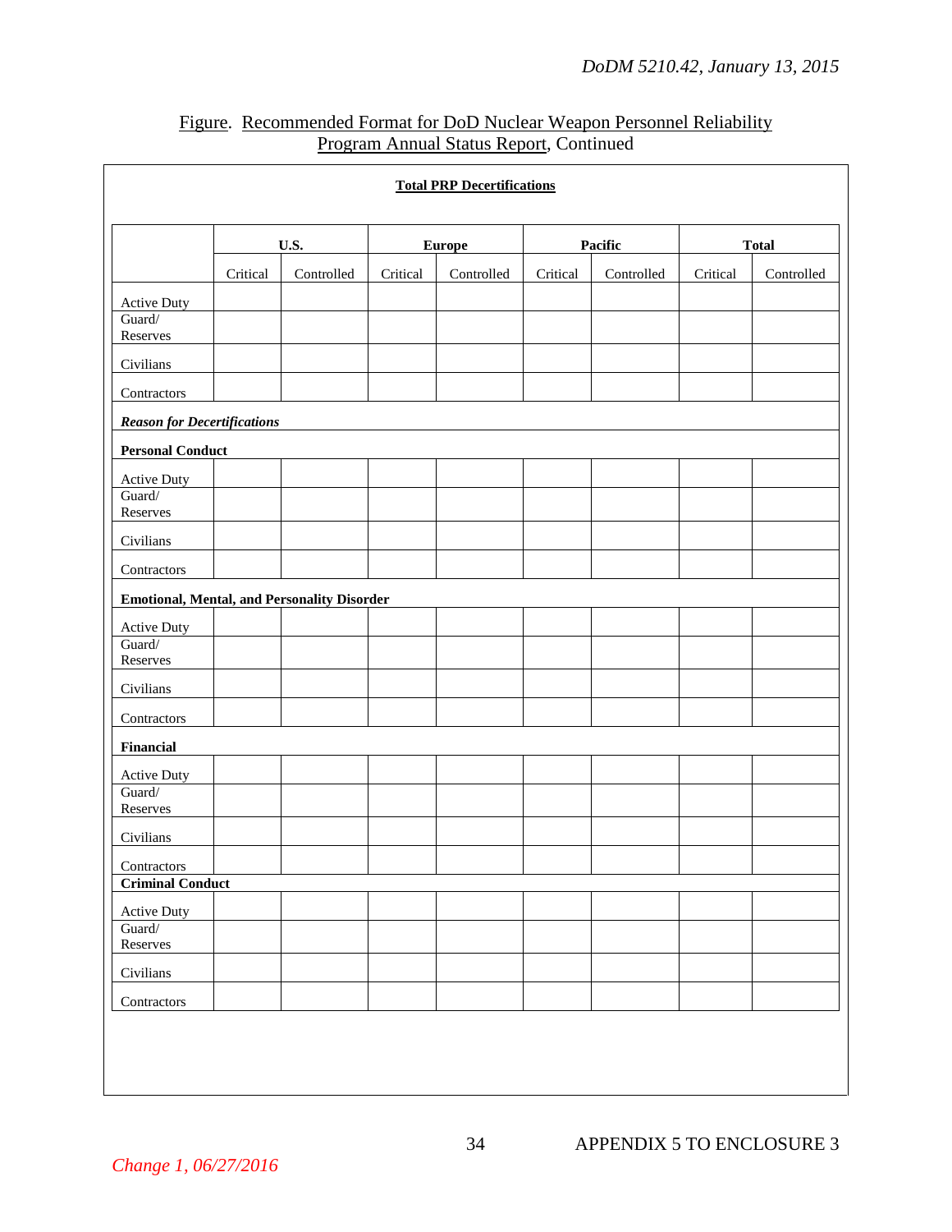Figure. Recommended Format for DoD Nuclear Weapon Personnel Reliability Program Annual Status Report, Continued

**Total PRP Decertifications**

| | **U.S.** | | **Europe** | | **Pacific** | | **Total** | |
|---|---|---|---|---|---|---|---|---|
| | Critical | Controlled | Critical | Controlled | Critical | Controlled | Critical | Controlled |
| Active Duty | | | | | | | | |
| Guard/ Reserves | | | | | | | | |
| Civilians | | | | | | | | |
| Contractors | | | | | | | | |
| ***Reason for Decertifications*** | | | | | | | | |
| **Personal Conduct** | | | | | | | | |
| Active Duty | | | | | | | | |
| Guard/ Reserves | | | | | | | | |
| Civilians | | | | | | | | |
| Contractors | | | | | | | | |
| **Emotional, Mental, and Personality Disorder** | | | | | | | | |
| Active Duty | | | | | | | | |
| Guard/ Reserves | | | | | | | | |
| Civilians | | | | | | | | |
| Contractors | | | | | | | | |
| **Financial** | | | | | | | | |
| Active Duty | | | | | | | | |
| Guard/ Reserves | | | | | | | | |
| Civilians | | | | | | | | |
| Contractors | | | | | | | | |
| **Criminal Conduct** | | | | | | | | |
| Active Duty | | | | | | | | |
| Guard/ Reserves | | | | | | | | |
| Civilians | | | | | | | | |
| Contractors | | | | | | | | |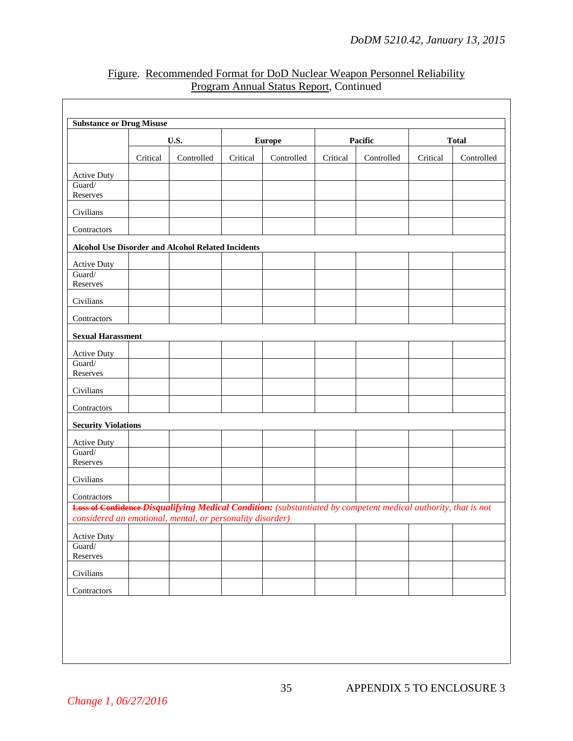Figure. Recommended Format for DoD Nuclear Weapon Personnel Reliability Program Annual Status Report, Continued

| **Substance or Drug Misuse** | | | | | | | | |
|---|---|---|---|---|---|---|---|---|
| | **U.S.** | | **Europe** | | **Pacific** | | **Total** | |
| | Critical | Controlled | Critical | Controlled | Critical | Controlled | Critical | Controlled |
| Active Duty | | | | | | | | |
| Guard/ Reserves | | | | | | | | |
| Civilians | | | | | | | | |
| Contractors | | | | | | | | |
| **Alcohol Use Disorder and Alcohol Related Incidents** | | | | | | | | |
| Active Duty | | | | | | | | |
| Guard/ Reserves | | | | | | | | |
| Civilians | | | | | | | | |
| Contractors | | | | | | | | |
| **Sexual Harassment** | | | | | | | | |
| Active Duty | | | | | | | | |
| Guard/ Reserves | | | | | | | | |
| Civilians | | | | | | | | |
| Contractors | | | | | | | | |
| **Security Violations** | | | | | | | | |
| Active Duty | | | | | | | | |
| Guard/ Reserves | | | | | | | | |
| Civilians | | | | | | | | |
| Contractors | | | | | | | | |
| ~~**Loss of Confidence**~~ ***Disqualifying Medical Condition:*** *(substantiated by competent medical authority, that is not considered an emotional, mental, or personality disorder)* | | | | | | | | |
| Active Duty | | | | | | | | |
| Guard/ Reserves | | | | | | | | |
| Civilians | | | | | | | | |
| Contractors | | | | | | | | |

*Change 1, 06/27/2016*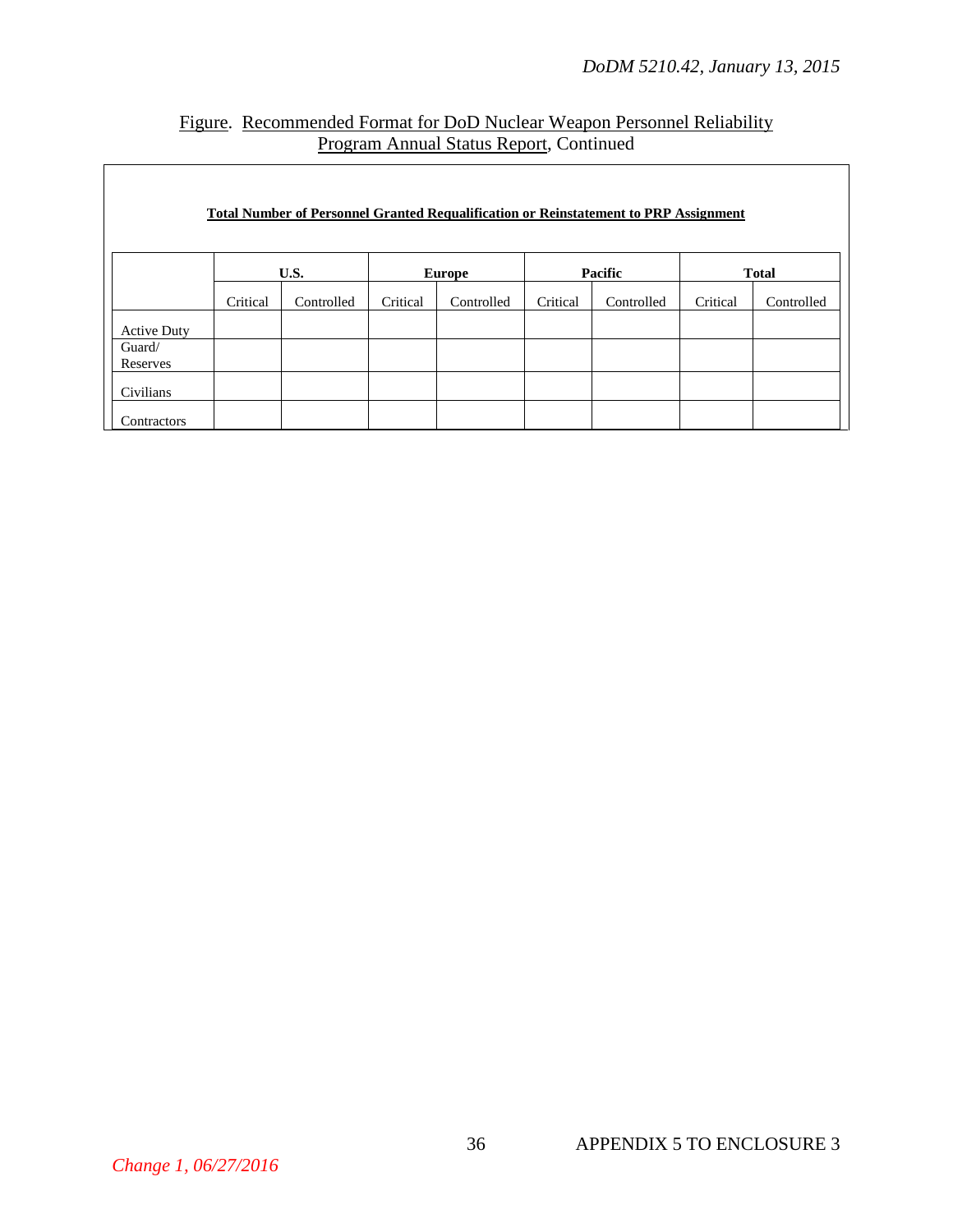Figure. Recommended Format for DoD Nuclear Weapon Personnel Reliability Program Annual Status Report, Continued

**Total Number of Personnel Granted Requalification or Reinstatement to PRP Assignment**

| | **U.S.** | | **Europe** | | **Pacific** | | **Total** | |
|---|---|---|---|---|---|---|---|---|
| | Critical | Controlled | Critical | Controlled | Critical | Controlled | Critical | Controlled |
| Active Duty | | | | | | | | |
| Guard/ Reserves | | | | | | | | |
| Civilians | | | | | | | | |
| Contractors | | | | | | | | |

*Change 1, 06/27/2016*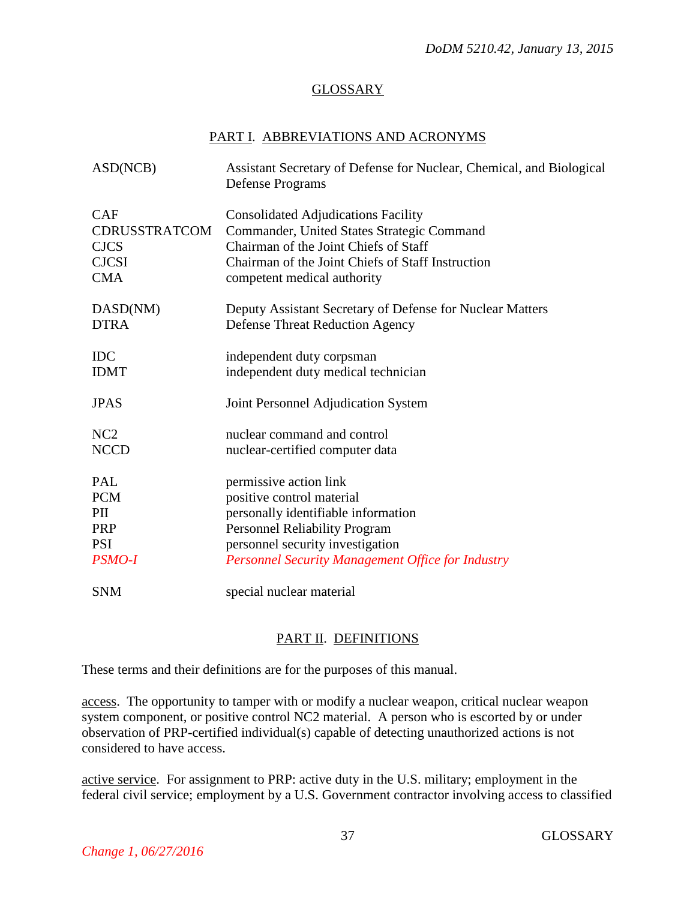# GLOSSARY

## PART I. ABBREVIATIONS AND ACRONYMS

| | |
|---|---|
| ASD(NCB) | Assistant Secretary of Defense for Nuclear, Chemical, and Biological Defense Programs |
| CAF | Consolidated Adjudications Facility |
| CDRUSSTRATCOM | Commander, United States Strategic Command |
| CJCS | Chairman of the Joint Chiefs of Staff |
| CJCSI | Chairman of the Joint Chiefs of Staff Instruction |
| CMA | competent medical authority |
| DASD(NM) | Deputy Assistant Secretary of Defense for Nuclear Matters |
| DTRA | Defense Threat Reduction Agency |
| IDC | independent duty corpsman |
| IDMT | independent duty medical technician |
| JPAS | Joint Personnel Adjudication System |
| NC2 | nuclear command and control |
| NCCD | nuclear-certified computer data |
| PAL | permissive action link |
| PCM | positive control material |
| PII | personally identifiable information |
| PRP | Personnel Reliability Program |
| PSI | personnel security investigation |
| *PSMO-I* | *Personnel Security Management Office for Industry* |
| SNM | special nuclear material |

## PART II. DEFINITIONS

These terms and their definitions are for the purposes of this manual.

access. The opportunity to tamper with or modify a nuclear weapon, critical nuclear weapon system component, or positive control NC2 material. A person who is escorted by or under observation of PRP-certified individual(s) capable of detecting unauthorized actions is not considered to have access.

active service. For assignment to PRP: active duty in the U.S. military; employment in the federal civil service; employment by a U.S. Government contractor involving access to classified

*Change 1, 06/27/2016*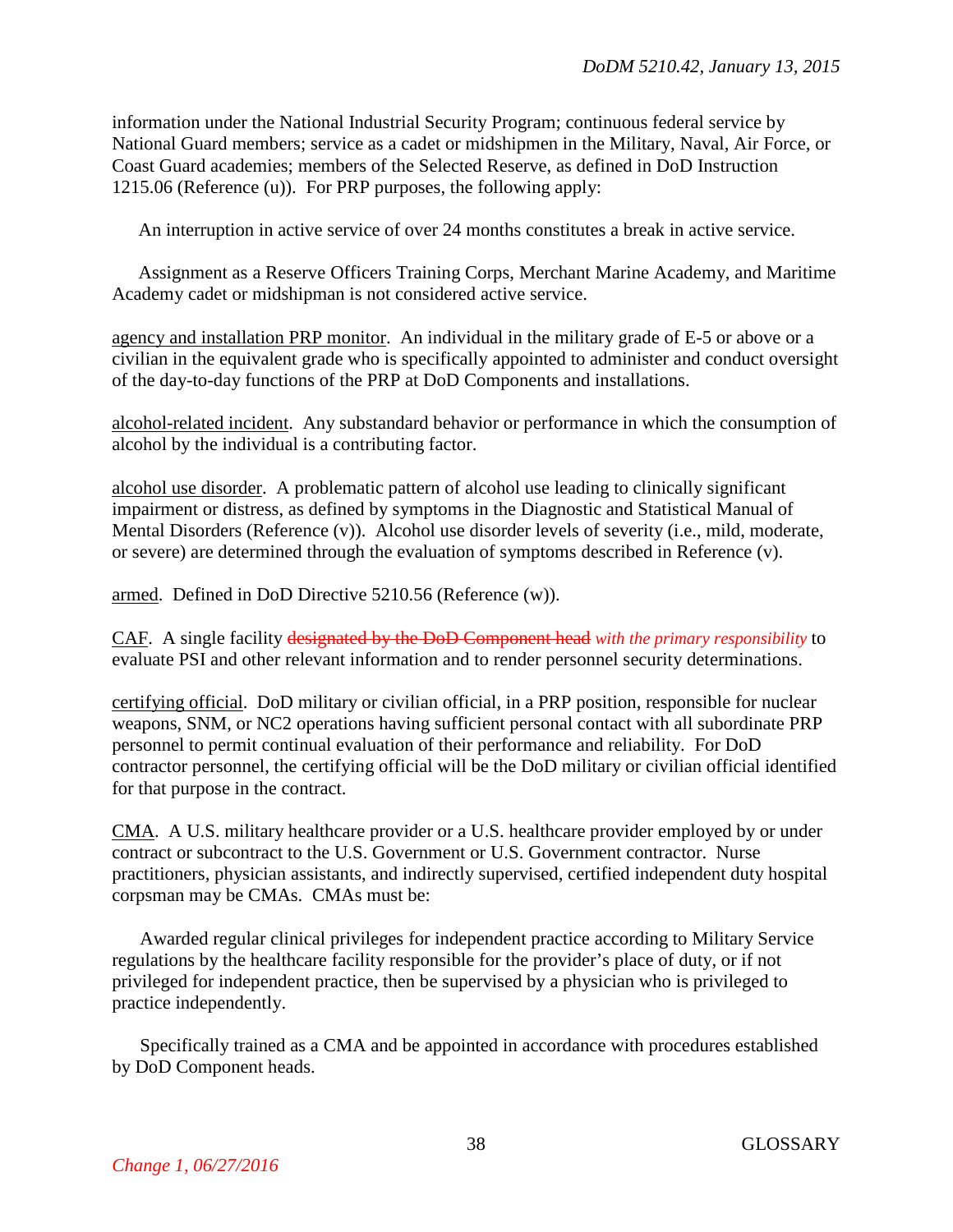information under the National Industrial Security Program; continuous federal service by National Guard members; service as a cadet or midshipmen in the Military, Naval, Air Force, or Coast Guard academies; members of the Selected Reserve, as defined in DoD Instruction 1215.06 (Reference (u)). For PRP purposes, the following apply:

An interruption in active service of over 24 months constitutes a break in active service.

Assignment as a Reserve Officers Training Corps, Merchant Marine Academy, and Maritime Academy cadet or midshipman is not considered active service.

agency and installation PRP monitor. An individual in the military grade of E-5 or above or a civilian in the equivalent grade who is specifically appointed to administer and conduct oversight of the day-to-day functions of the PRP at DoD Components and installations.

alcohol-related incident. Any substandard behavior or performance in which the consumption of alcohol by the individual is a contributing factor.

alcohol use disorder. A problematic pattern of alcohol use leading to clinically significant impairment or distress, as defined by symptoms in the Diagnostic and Statistical Manual of Mental Disorders (Reference (v)). Alcohol use disorder levels of severity (i.e., mild, moderate, or severe) are determined through the evaluation of symptoms described in Reference (v).

armed. Defined in DoD Directive 5210.56 (Reference (w)).

CAF. A single facility ~~designated by the DoD Component head~~ *with the primary responsibility* to evaluate PSI and other relevant information and to render personnel security determinations.

certifying official. DoD military or civilian official, in a PRP position, responsible for nuclear weapons, SNM, or NC2 operations having sufficient personal contact with all subordinate PRP personnel to permit continual evaluation of their performance and reliability. For DoD contractor personnel, the certifying official will be the DoD military or civilian official identified for that purpose in the contract.

CMA. A U.S. military healthcare provider or a U.S. healthcare provider employed by or under contract or subcontract to the U.S. Government or U.S. Government contractor. Nurse practitioners, physician assistants, and indirectly supervised, certified independent duty hospital corpsman may be CMAs. CMAs must be:

Awarded regular clinical privileges for independent practice according to Military Service regulations by the healthcare facility responsible for the provider's place of duty, or if not privileged for independent practice, then be supervised by a physician who is privileged to practice independently.

Specifically trained as a CMA and be appointed in accordance with procedures established by DoD Component heads.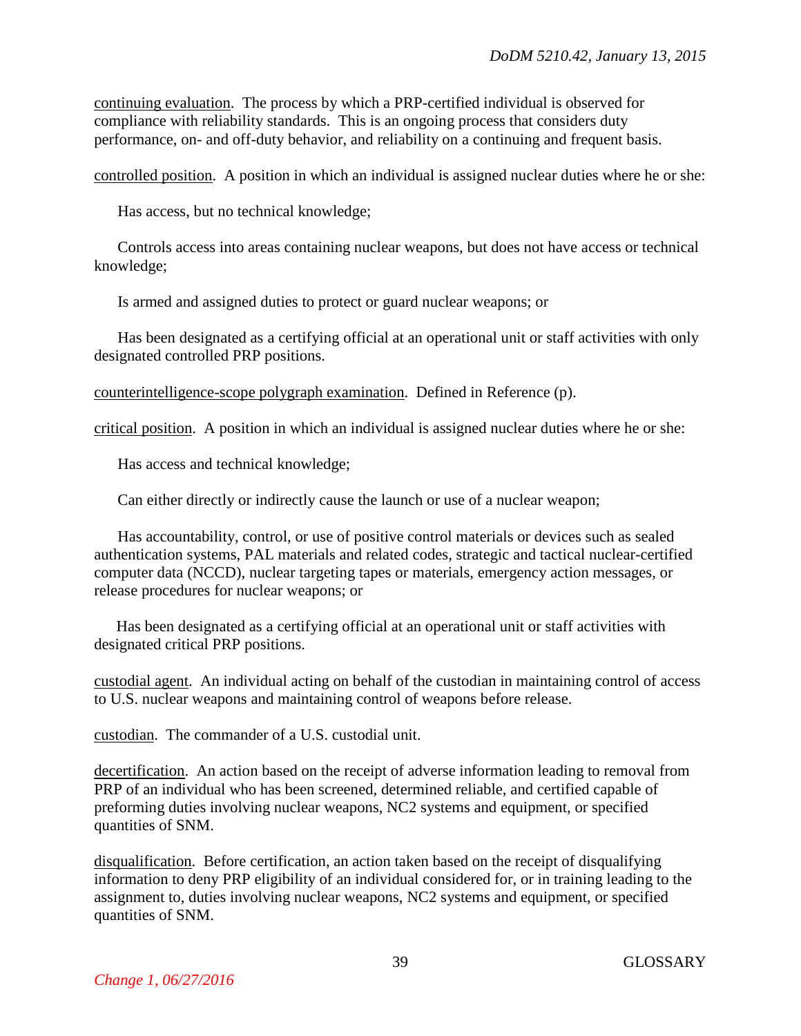<u>continuing evaluation</u>. The process by which a PRP-certified individual is observed for compliance with reliability standards. This is an ongoing process that considers duty performance, on- and off-duty behavior, and reliability on a continuing and frequent basis.

<u>controlled position</u>. A position in which an individual is assigned nuclear duties where he or she:

Has access, but no technical knowledge;

Controls access into areas containing nuclear weapons, but does not have access or technical knowledge;

Is armed and assigned duties to protect or guard nuclear weapons; or

Has been designated as a certifying official at an operational unit or staff activities with only designated controlled PRP positions.

<u>counterintelligence-scope polygraph examination</u>. Defined in Reference (p).

<u>critical position</u>. A position in which an individual is assigned nuclear duties where he or she:

Has access and technical knowledge;

Can either directly or indirectly cause the launch or use of a nuclear weapon;

Has accountability, control, or use of positive control materials or devices such as sealed authentication systems, PAL materials and related codes, strategic and tactical nuclear-certified computer data (NCCD), nuclear targeting tapes or materials, emergency action messages, or release procedures for nuclear weapons; or

Has been designated as a certifying official at an operational unit or staff activities with designated critical PRP positions.

<u>custodial agent</u>. An individual acting on behalf of the custodian in maintaining control of access to U.S. nuclear weapons and maintaining control of weapons before release.

<u>custodian</u>. The commander of a U.S. custodial unit.

<u>decertification</u>. An action based on the receipt of adverse information leading to removal from PRP of an individual who has been screened, determined reliable, and certified capable of preforming duties involving nuclear weapons, NC2 systems and equipment, or specified quantities of SNM.

<u>disqualification</u>. Before certification, an action taken based on the receipt of disqualifying information to deny PRP eligibility of an individual considered for, or in training leading to the assignment to, duties involving nuclear weapons, NC2 systems and equipment, or specified quantities of SNM.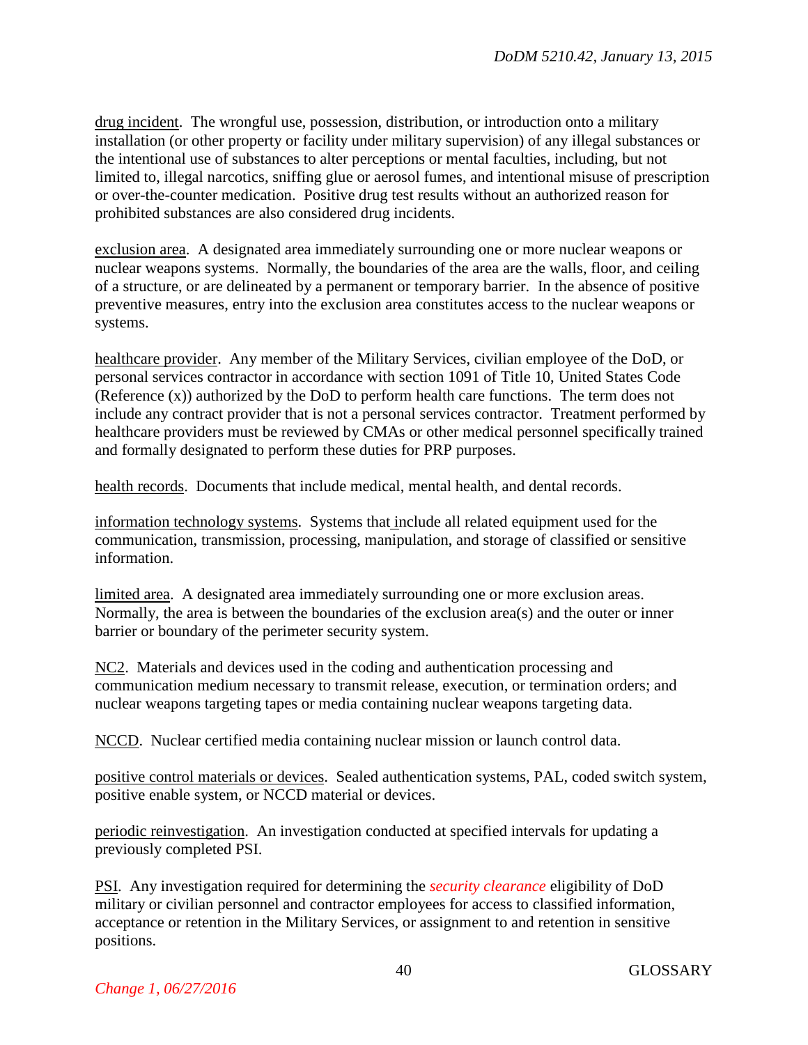drug incident. The wrongful use, possession, distribution, or introduction onto a military installation (or other property or facility under military supervision) of any illegal substances or the intentional use of substances to alter perceptions or mental faculties, including, but not limited to, illegal narcotics, sniffing glue or aerosol fumes, and intentional misuse of prescription or over-the-counter medication. Positive drug test results without an authorized reason for prohibited substances are also considered drug incidents.

exclusion area. A designated area immediately surrounding one or more nuclear weapons or nuclear weapons systems. Normally, the boundaries of the area are the walls, floor, and ceiling of a structure, or are delineated by a permanent or temporary barrier. In the absence of positive preventive measures, entry into the exclusion area constitutes access to the nuclear weapons or systems.

healthcare provider. Any member of the Military Services, civilian employee of the DoD, or personal services contractor in accordance with section 1091 of Title 10, United States Code (Reference (x)) authorized by the DoD to perform health care functions. The term does not include any contract provider that is not a personal services contractor. Treatment performed by healthcare providers must be reviewed by CMAs or other medical personnel specifically trained and formally designated to perform these duties for PRP purposes.

health records. Documents that include medical, mental health, and dental records.

information technology systems. Systems that include all related equipment used for the communication, transmission, processing, manipulation, and storage of classified or sensitive information.

limited area. A designated area immediately surrounding one or more exclusion areas. Normally, the area is between the boundaries of the exclusion area(s) and the outer or inner barrier or boundary of the perimeter security system.

NC2. Materials and devices used in the coding and authentication processing and communication medium necessary to transmit release, execution, or termination orders; and nuclear weapons targeting tapes or media containing nuclear weapons targeting data.

NCCD. Nuclear certified media containing nuclear mission or launch control data.

positive control materials or devices. Sealed authentication systems, PAL, coded switch system, positive enable system, or NCCD material or devices.

periodic reinvestigation. An investigation conducted at specified intervals for updating a previously completed PSI.

PSI. Any investigation required for determining the *security clearance* eligibility of DoD military or civilian personnel and contractor employees for access to classified information, acceptance or retention in the Military Services, or assignment to and retention in sensitive positions.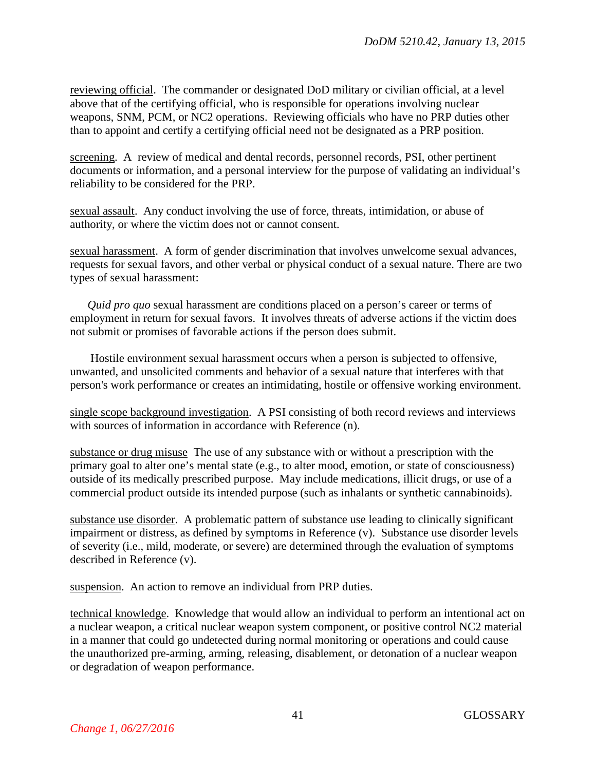<u>reviewing official</u>. The commander or designated DoD military or civilian official, at a level above that of the certifying official, who is responsible for operations involving nuclear weapons, SNM, PCM, or NC2 operations. Reviewing officials who have no PRP duties other than to appoint and certify a certifying official need not be designated as a PRP position.

<u>screening</u>. A review of medical and dental records, personnel records, PSI, other pertinent documents or information, and a personal interview for the purpose of validating an individual's reliability to be considered for the PRP.

<u>sexual assault</u>. Any conduct involving the use of force, threats, intimidation, or abuse of authority, or where the victim does not or cannot consent.

<u>sexual harassment</u>. A form of gender discrimination that involves unwelcome sexual advances, requests for sexual favors, and other verbal or physical conduct of a sexual nature. There are two types of sexual harassment:

*Quid pro quo* sexual harassment are conditions placed on a person's career or terms of employment in return for sexual favors. It involves threats of adverse actions if the victim does not submit or promises of favorable actions if the person does submit.

Hostile environment sexual harassment occurs when a person is subjected to offensive, unwanted, and unsolicited comments and behavior of a sexual nature that interferes with that person's work performance or creates an intimidating, hostile or offensive working environment.

<u>single scope background investigation</u>. A PSI consisting of both record reviews and interviews with sources of information in accordance with Reference (n).

<u>substance or drug misuse</u> The use of any substance with or without a prescription with the primary goal to alter one's mental state (e.g., to alter mood, emotion, or state of consciousness) outside of its medically prescribed purpose. May include medications, illicit drugs, or use of a commercial product outside its intended purpose (such as inhalants or synthetic cannabinoids).

<u>substance use disorder</u>. A problematic pattern of substance use leading to clinically significant impairment or distress, as defined by symptoms in Reference (v). Substance use disorder levels of severity (i.e., mild, moderate, or severe) are determined through the evaluation of symptoms described in Reference (v).

<u>suspension</u>. An action to remove an individual from PRP duties.

<u>technical knowledge</u>. Knowledge that would allow an individual to perform an intentional act on a nuclear weapon, a critical nuclear weapon system component, or positive control NC2 material in a manner that could go undetected during normal monitoring or operations and could cause the unauthorized pre-arming, arming, releasing, disablement, or detonation of a nuclear weapon or degradation of weapon performance.